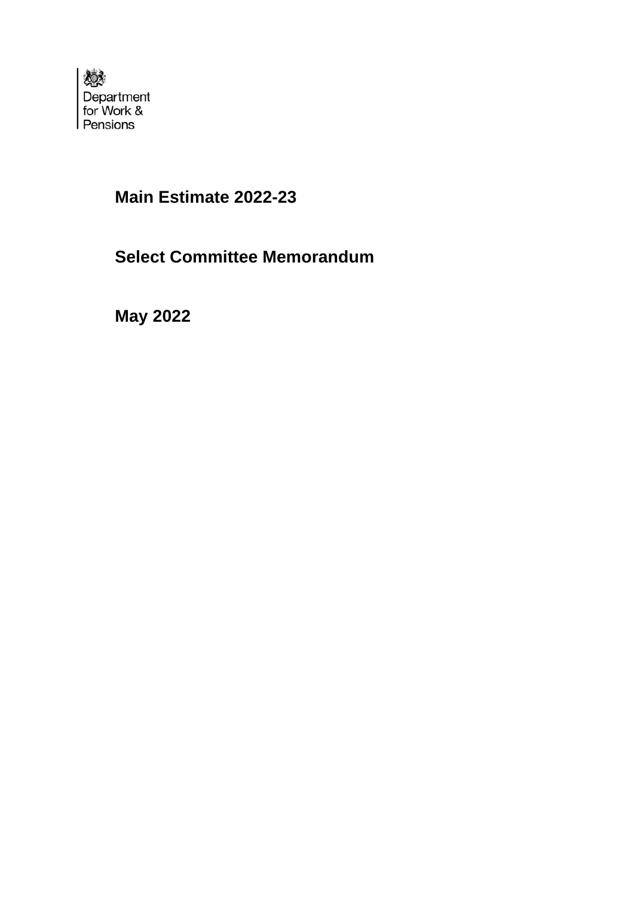Department for Work & Pensions

# Main Estimate 2022-23

# Select Committee Memorandum

# May 2022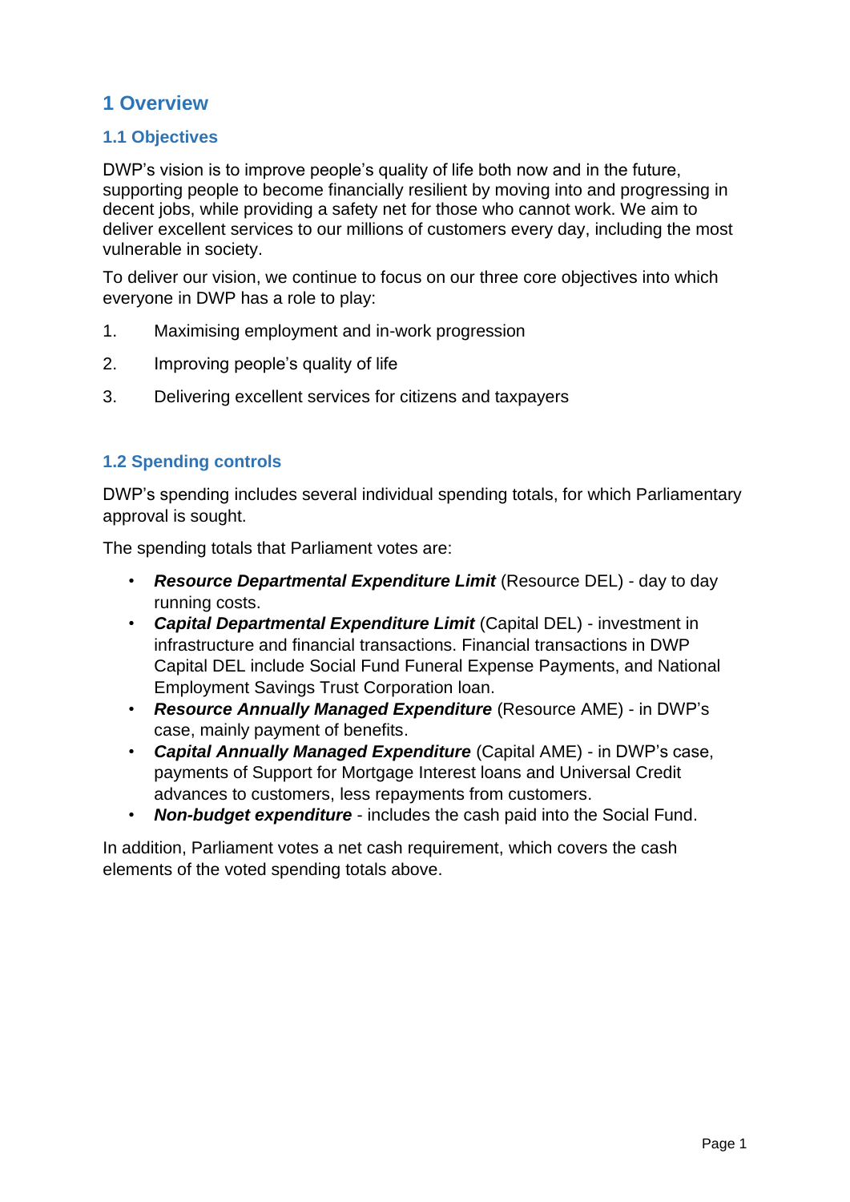# 1 Overview

## 1.1 Objectives

DWP's vision is to improve people's quality of life both now and in the future, supporting people to become financially resilient by moving into and progressing in decent jobs, while providing a safety net for those who cannot work. We aim to deliver excellent services to our millions of customers every day, including the most vulnerable in society.

To deliver our vision, we continue to focus on our three core objectives into which everyone in DWP has a role to play:

1. Maximising employment and in-work progression
2. Improving people's quality of life
3. Delivering excellent services for citizens and taxpayers

## 1.2 Spending controls

DWP's spending includes several individual spending totals, for which Parliamentary approval is sought.

The spending totals that Parliament votes are:

- ***Resource Departmental Expenditure Limit*** (Resource DEL) - day to day running costs.
- ***Capital Departmental Expenditure Limit*** (Capital DEL) - investment in infrastructure and financial transactions. Financial transactions in DWP Capital DEL include Social Fund Funeral Expense Payments, and National Employment Savings Trust Corporation loan.
- ***Resource Annually Managed Expenditure*** (Resource AME) - in DWP's case, mainly payment of benefits.
- ***Capital Annually Managed Expenditure*** (Capital AME) - in DWP's case, payments of Support for Mortgage Interest loans and Universal Credit advances to customers, less repayments from customers.
- ***Non-budget expenditure*** - includes the cash paid into the Social Fund.

In addition, Parliament votes a net cash requirement, which covers the cash elements of the voted spending totals above.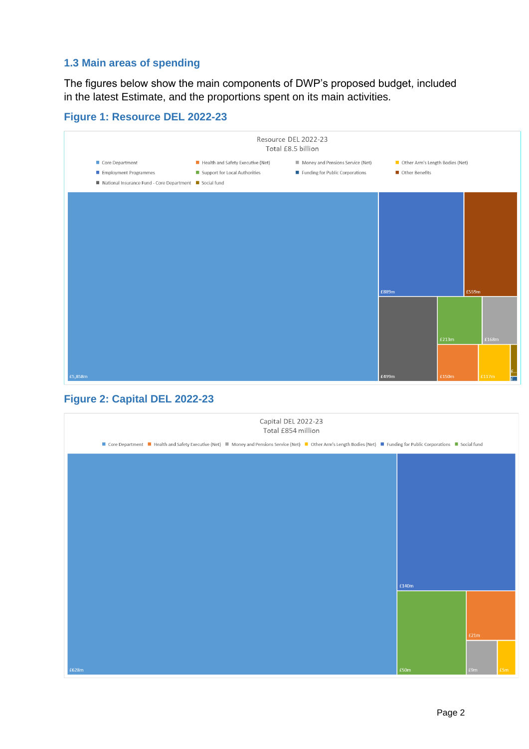### 1.3 Main areas of spending

The figures below show the main components of DWP's proposed budget, included in the latest Estimate, and the proportions spent on its main activities.

### Figure 1: Resource DEL 2022-23

Resource DEL 2022-23
Total £8.5 billion

Core Department | Health and Safety Executive (Net) | Money and Pensions Service (Net) | Other Arm's Length Bodies (Net) | Employment Programmes | Support for Local Authorities | Funding for Public Corporations | Other Benefits | National Insurance Fund - Core Department | Social fund

£5,858m | £889m | £559m | £499m | £213m | £168m | £150m | £117m | £... | £...

### Figure 2: Capital DEL 2022-23

Capital DEL 2022-23
Total £854 million

Core Department | Health and Safety Executive (Net) | Money and Pensions Service (Net) | Other Arm's Length Bodies (Net) | Funding for Public Corporations | Social fund

£628m | £140m | £50m | £21m | £9m | £5m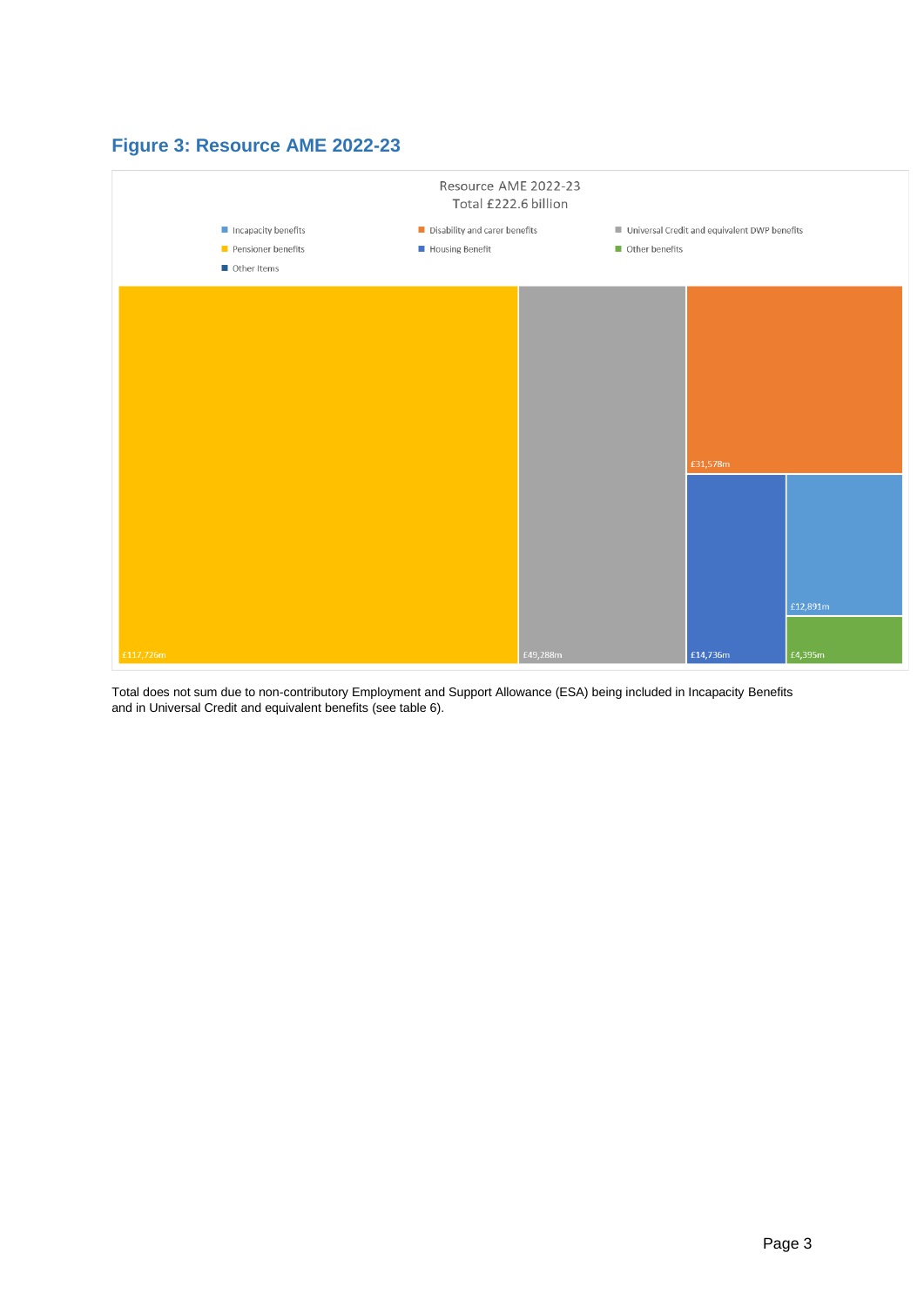## Figure 3: Resource AME 2022-23

Resource AME 2022-23
Total £222.6 billion

- Incapacity benefits
- Disability and carer benefits
- Universal Credit and equivalent DWP benefits
- Pensioner benefits
- Housing Benefit
- Other benefits
- Other Items

£117,726m
£49,288m
£31,578m
£14,736m
£12,891m
£4,395m

Total does not sum due to non-contributory Employment and Support Allowance (ESA) being included in Incapacity Benefits and in Universal Credit and equivalent benefits (see table 6).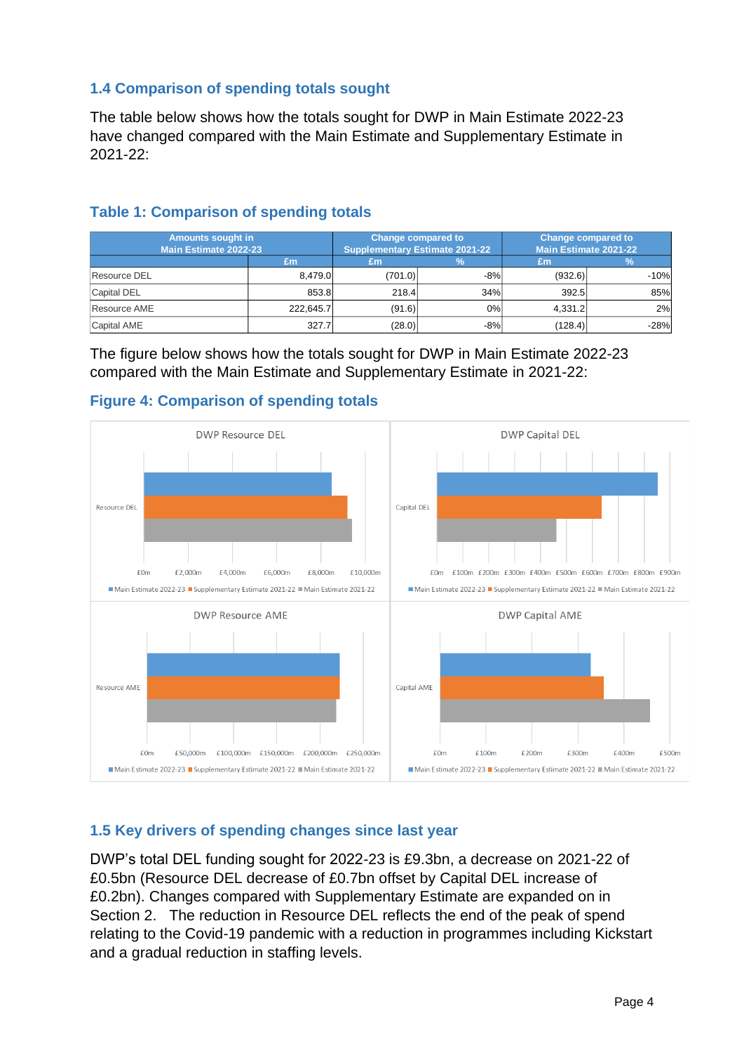## 1.4 Comparison of spending totals sought

The table below shows how the totals sought for DWP in Main Estimate 2022-23 have changed compared with the Main Estimate and Supplementary Estimate in 2021-22:

### Table 1: Comparison of spending totals

| Amounts sought in Main Estimate 2022-23 | | Change compared to Supplementary Estimate 2021-22 | | Change compared to Main Estimate 2021-22 | |
|---|---|---|---|---|---|
| | £m | £m | % | £m | % |
| Resource DEL | 8,479.0 | (701.0) | -8% | (932.6) | -10% |
| Capital DEL | 853.8 | 218.4 | 34% | 392.5 | 85% |
| Resource AME | 222,645.7 | (91.6) | 0% | 4,331.2 | 2% |
| Capital AME | 327.7 | (28.0) | -8% | (128.4) | -28% |

The figure below shows how the totals sought for DWP in Main Estimate 2022-23 compared with the Main Estimate and Supplementary Estimate in 2021-22:

### Figure 4: Comparison of spending totals

## 1.5 Key drivers of spending changes since last year

DWP's total DEL funding sought for 2022-23 is £9.3bn, a decrease on 2021-22 of £0.5bn (Resource DEL decrease of £0.7bn offset by Capital DEL increase of £0.2bn). Changes compared with Supplementary Estimate are expanded on in Section 2. The reduction in Resource DEL reflects the end of the peak of spend relating to the Covid-19 pandemic with a reduction in programmes including Kickstart and a gradual reduction in staffing levels.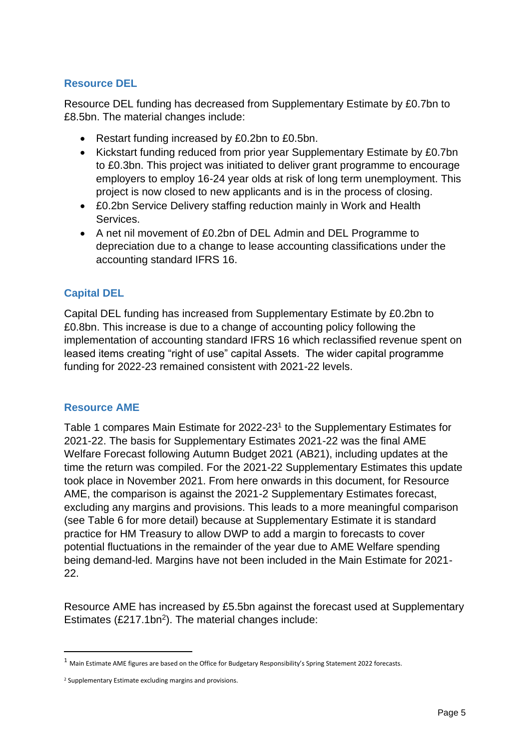### Resource DEL

Resource DEL funding has decreased from Supplementary Estimate by £0.7bn to £8.5bn. The material changes include:

- Restart funding increased by £0.2bn to £0.5bn.
- Kickstart funding reduced from prior year Supplementary Estimate by £0.7bn to £0.3bn. This project was initiated to deliver grant programme to encourage employers to employ 16-24 year olds at risk of long term unemployment. This project is now closed to new applicants and is in the process of closing.
- £0.2bn Service Delivery staffing reduction mainly in Work and Health Services.
- A net nil movement of £0.2bn of DEL Admin and DEL Programme to depreciation due to a change to lease accounting classifications under the accounting standard IFRS 16.

### Capital DEL

Capital DEL funding has increased from Supplementary Estimate by £0.2bn to £0.8bn. This increase is due to a change of accounting policy following the implementation of accounting standard IFRS 16 which reclassified revenue spent on leased items creating "right of use" capital Assets. The wider capital programme funding for 2022-23 remained consistent with 2021-22 levels.

### Resource AME

Table 1 compares Main Estimate for 2022-23[1] to the Supplementary Estimates for 2021-22. The basis for Supplementary Estimates 2021-22 was the final AME Welfare Forecast following Autumn Budget 2021 (AB21), including updates at the time the return was compiled. For the 2021-22 Supplementary Estimates this update took place in November 2021. From here onwards in this document, for Resource AME, the comparison is against the 2021-2 Supplementary Estimates forecast, excluding any margins and provisions. This leads to a more meaningful comparison (see Table 6 for more detail) because at Supplementary Estimate it is standard practice for HM Treasury to allow DWP to add a margin to forecasts to cover potential fluctuations in the remainder of the year due to AME Welfare spending being demand-led. Margins have not been included in the Main Estimate for 2021-22.

Resource AME has increased by £5.5bn against the forecast used at Supplementary Estimates (£217.1bn[2]). The material changes include:

[1] Main Estimate AME figures are based on the Office for Budgetary Responsibility's Spring Statement 2022 forecasts.

[2] Supplementary Estimate excluding margins and provisions.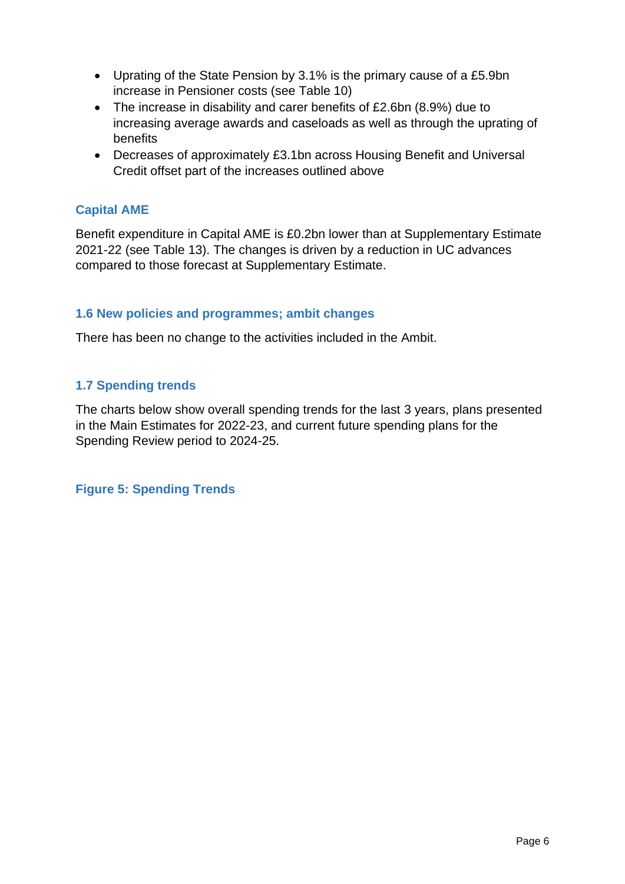- Uprating of the State Pension by 3.1% is the primary cause of a £5.9bn increase in Pensioner costs (see Table 10)
- The increase in disability and carer benefits of £2.6bn (8.9%) due to increasing average awards and caseloads as well as through the uprating of benefits
- Decreases of approximately £3.1bn across Housing Benefit and Universal Credit offset part of the increases outlined above

### Capital AME

Benefit expenditure in Capital AME is £0.2bn lower than at Supplementary Estimate 2021-22 (see Table 13). The changes is driven by a reduction in UC advances compared to those forecast at Supplementary Estimate.

## 1.6 New policies and programmes; ambit changes

There has been no change to the activities included in the Ambit.

## 1.7 Spending trends

The charts below show overall spending trends for the last 3 years, plans presented in the Main Estimates for 2022-23, and current future spending plans for the Spending Review period to 2024-25.

### Figure 5: Spending Trends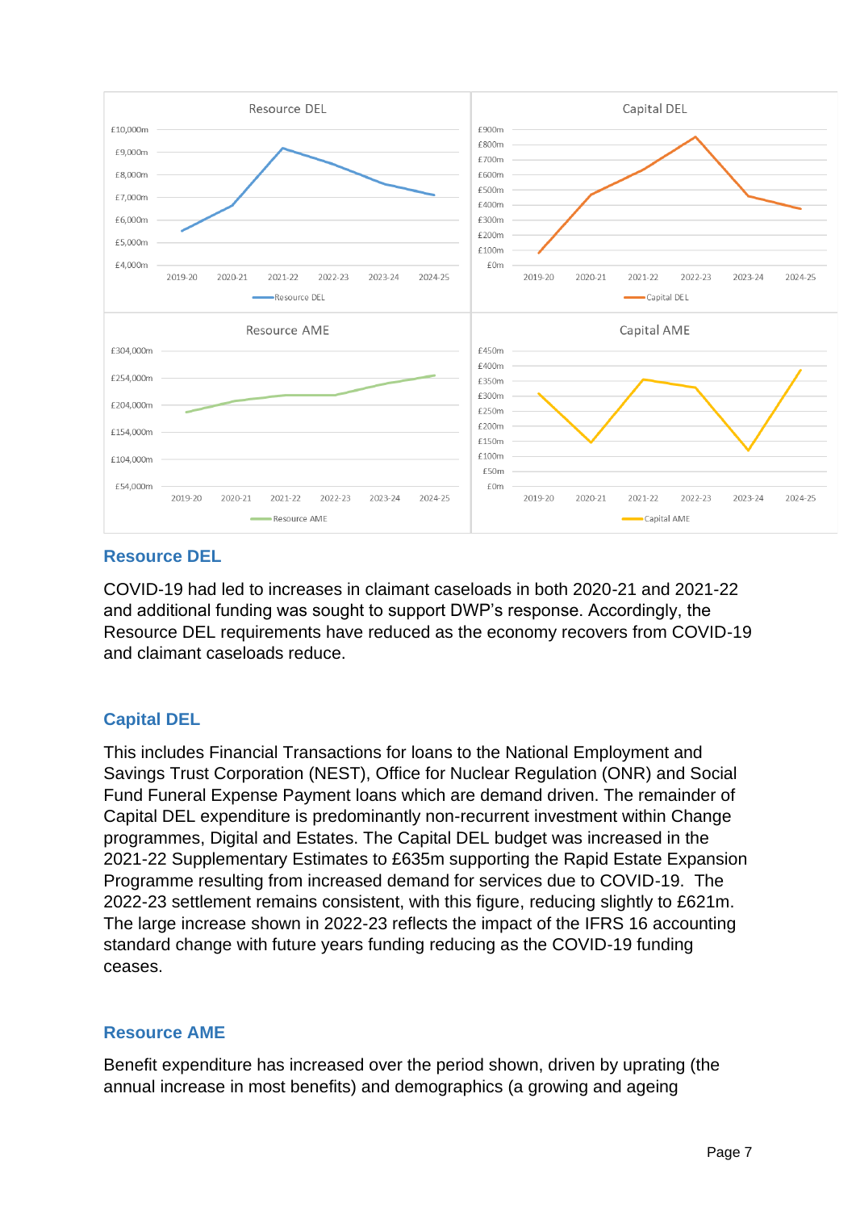## Resource DEL

COVID-19 had led to increases in claimant caseloads in both 2020-21 and 2021-22 and additional funding was sought to support DWP's response. Accordingly, the Resource DEL requirements have reduced as the economy recovers from COVID-19 and claimant caseloads reduce.

## Capital DEL

This includes Financial Transactions for loans to the National Employment and Savings Trust Corporation (NEST), Office for Nuclear Regulation (ONR) and Social Fund Funeral Expense Payment loans which are demand driven. The remainder of Capital DEL expenditure is predominantly non-recurrent investment within Change programmes, Digital and Estates. The Capital DEL budget was increased in the 2021-22 Supplementary Estimates to £635m supporting the Rapid Estate Expansion Programme resulting from increased demand for services due to COVID-19. The 2022-23 settlement remains consistent, with this figure, reducing slightly to £621m. The large increase shown in 2022-23 reflects the impact of the IFRS 16 accounting standard change with future years funding reducing as the COVID-19 funding ceases.

## Resource AME

Benefit expenditure has increased over the period shown, driven by uprating (the annual increase in most benefits) and demographics (a growing and ageing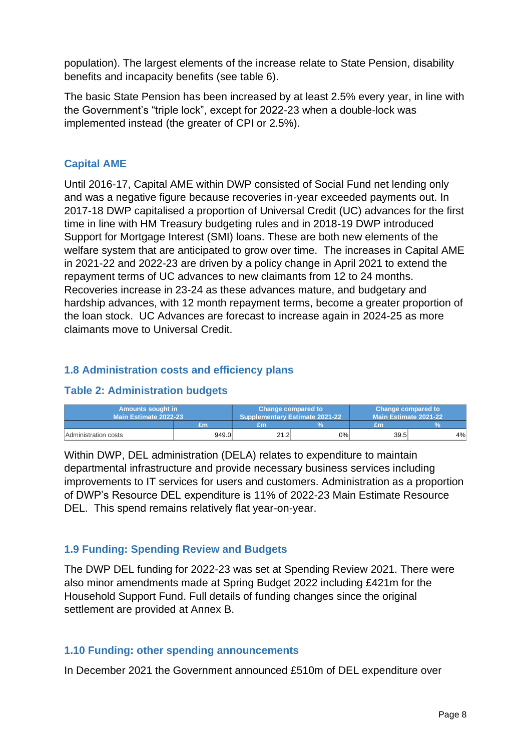population). The largest elements of the increase relate to State Pension, disability benefits and incapacity benefits (see table 6).

The basic State Pension has been increased by at least 2.5% every year, in line with the Government's "triple lock", except for 2022-23 when a double-lock was implemented instead (the greater of CPI or 2.5%).

### Capital AME

Until 2016-17, Capital AME within DWP consisted of Social Fund net lending only and was a negative figure because recoveries in-year exceeded payments out. In 2017-18 DWP capitalised a proportion of Universal Credit (UC) advances for the first time in line with HM Treasury budgeting rules and in 2018-19 DWP introduced Support for Mortgage Interest (SMI) loans. These are both new elements of the welfare system that are anticipated to grow over time. The increases in Capital AME in 2021-22 and 2022-23 are driven by a policy change in April 2021 to extend the repayment terms of UC advances to new claimants from 12 to 24 months. Recoveries increase in 23-24 as these advances mature, and budgetary and hardship advances, with 12 month repayment terms, become a greater proportion of the loan stock. UC Advances are forecast to increase again in 2024-25 as more claimants move to Universal Credit.

## 1.8 Administration costs and efficiency plans

### Table 2: Administration budgets

| Amounts sought in Main Estimate 2022-23 | | Change compared to Supplementary Estimate 2021-22 | | Change compared to Main Estimate 2021-22 | |
|---|---|---|---|---|---|
| | £m | £m | % | £m | % |
| Administration costs | 949.0 | 21.2 | 0% | 39.5 | 4% |

Within DWP, DEL administration (DELA) relates to expenditure to maintain departmental infrastructure and provide necessary business services including improvements to IT services for users and customers. Administration as a proportion of DWP's Resource DEL expenditure is 11% of 2022-23 Main Estimate Resource DEL. This spend remains relatively flat year-on-year.

## 1.9 Funding: Spending Review and Budgets

The DWP DEL funding for 2022-23 was set at Spending Review 2021. There were also minor amendments made at Spring Budget 2022 including £421m for the Household Support Fund. Full details of funding changes since the original settlement are provided at Annex B.

## 1.10 Funding: other spending announcements

In December 2021 the Government announced £510m of DEL expenditure over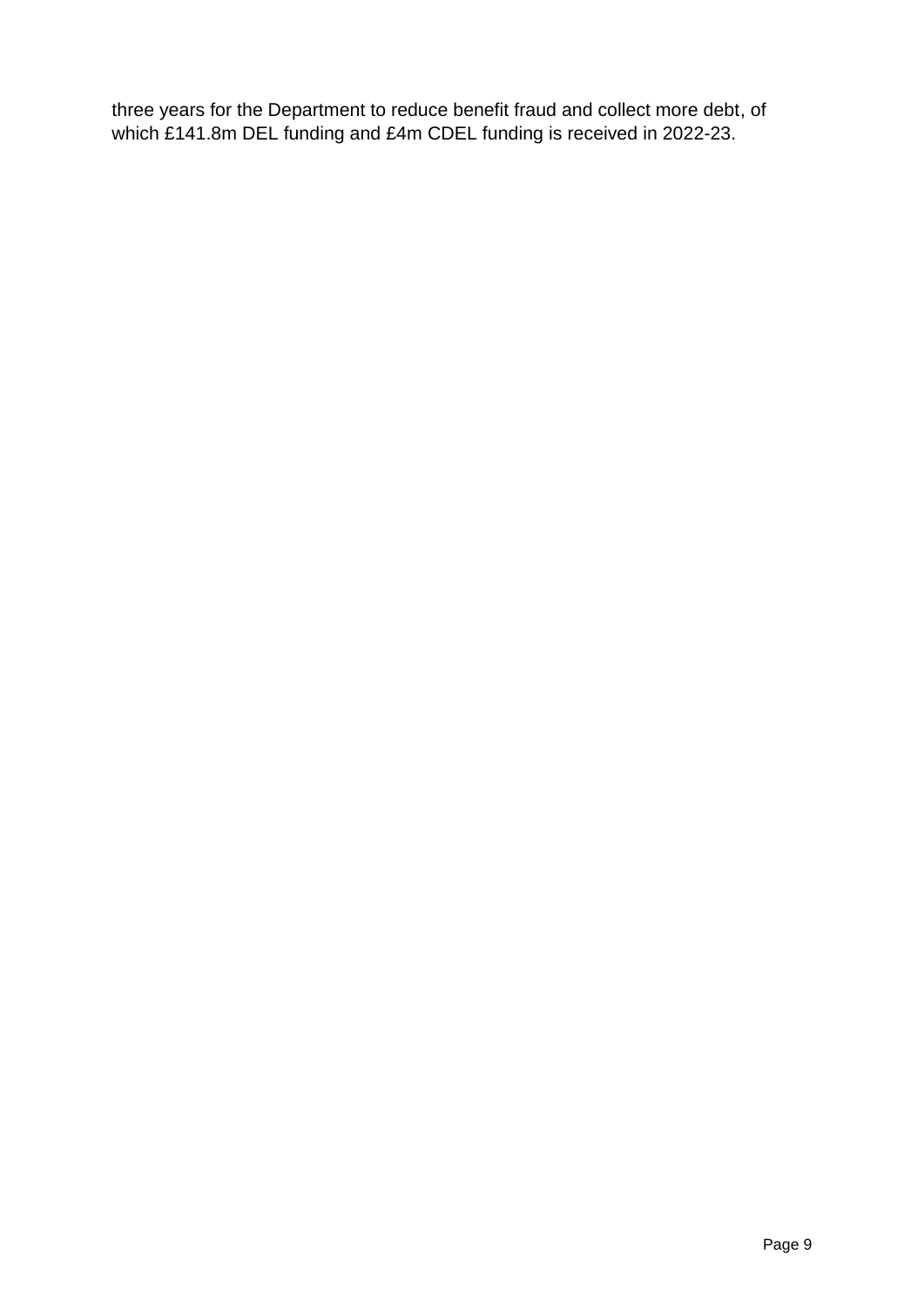three years for the Department to reduce benefit fraud and collect more debt, of which £141.8m DEL funding and £4m CDEL funding is received in 2022-23.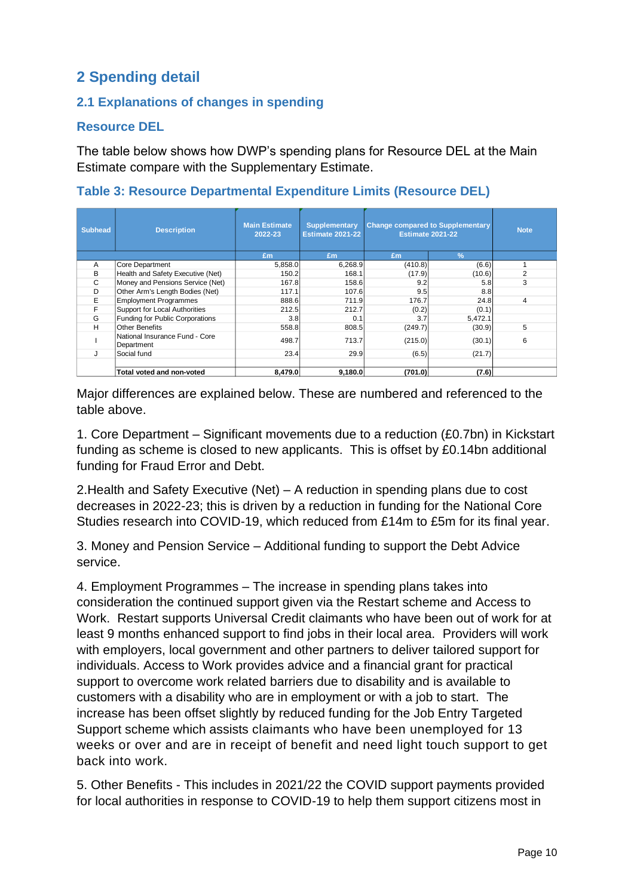## 2 Spending detail

### 2.1 Explanations of changes in spending

### Resource DEL

The table below shows how DWP's spending plans for Resource DEL at the Main Estimate compare with the Supplementary Estimate.

### Table 3: Resource Departmental Expenditure Limits (Resource DEL)

| Subhead | Description | Main Estimate 2022-23 | Supplementary Estimate 2021-22 | Change compared to Supplementary Estimate 2021-22 | | Note |
|---|---|---|---|---|---|---|
| | | £m | £m | £m | % | |
| A | Core Department | 5,858.0 | 6,268.9 | (410.8) | (6.6) | 1 |
| B | Health and Safety Executive (Net) | 150.2 | 168.1 | (17.9) | (10.6) | 2 |
| C | Money and Pensions Service (Net) | 167.8 | 158.6 | 9.2 | 5.8 | 3 |
| D | Other Arm's Length Bodies (Net) | 117.1 | 107.6 | 9.5 | 8.8 | |
| E | Employment Programmes | 888.6 | 711.9 | 176.7 | 24.8 | 4 |
| F | Support for Local Authorities | 212.5 | 212.7 | (0.2) | (0.1) | |
| G | Funding for Public Corporations | 3.8 | 0.1 | 3.7 | 5,472.1 | |
| H | Other Benefits | 558.8 | 808.5 | (249.7) | (30.9) | 5 |
| I | National Insurance Fund - Core Department | 498.7 | 713.7 | (215.0) | (30.1) | 6 |
| J | Social fund | 23.4 | 29.9 | (6.5) | (21.7) | |
| | **Total voted and non-voted** | **8,479.0** | **9,180.0** | **(701.0)** | **(7.6)** | |

Major differences are explained below. These are numbered and referenced to the table above.

1. Core Department – Significant movements due to a reduction (£0.7bn) in Kickstart funding as scheme is closed to new applicants. This is offset by £0.14bn additional funding for Fraud Error and Debt.

2. Health and Safety Executive (Net) – A reduction in spending plans due to cost decreases in 2022-23; this is driven by a reduction in funding for the National Core Studies research into COVID-19, which reduced from £14m to £5m for its final year.

3. Money and Pension Service – Additional funding to support the Debt Advice service.

4. Employment Programmes – The increase in spending plans takes into consideration the continued support given via the Restart scheme and Access to Work. Restart supports Universal Credit claimants who have been out of work for at least 9 months enhanced support to find jobs in their local area. Providers will work with employers, local government and other partners to deliver tailored support for individuals. Access to Work provides advice and a financial grant for practical support to overcome work related barriers due to disability and is available to customers with a disability who are in employment or with a job to start. The increase has been offset slightly by reduced funding for the Job Entry Targeted Support scheme which assists claimants who have been unemployed for 13 weeks or over and are in receipt of benefit and need light touch support to get back into work.

5. Other Benefits - This includes in 2021/22 the COVID support payments provided for local authorities in response to COVID-19 to help them support citizens most in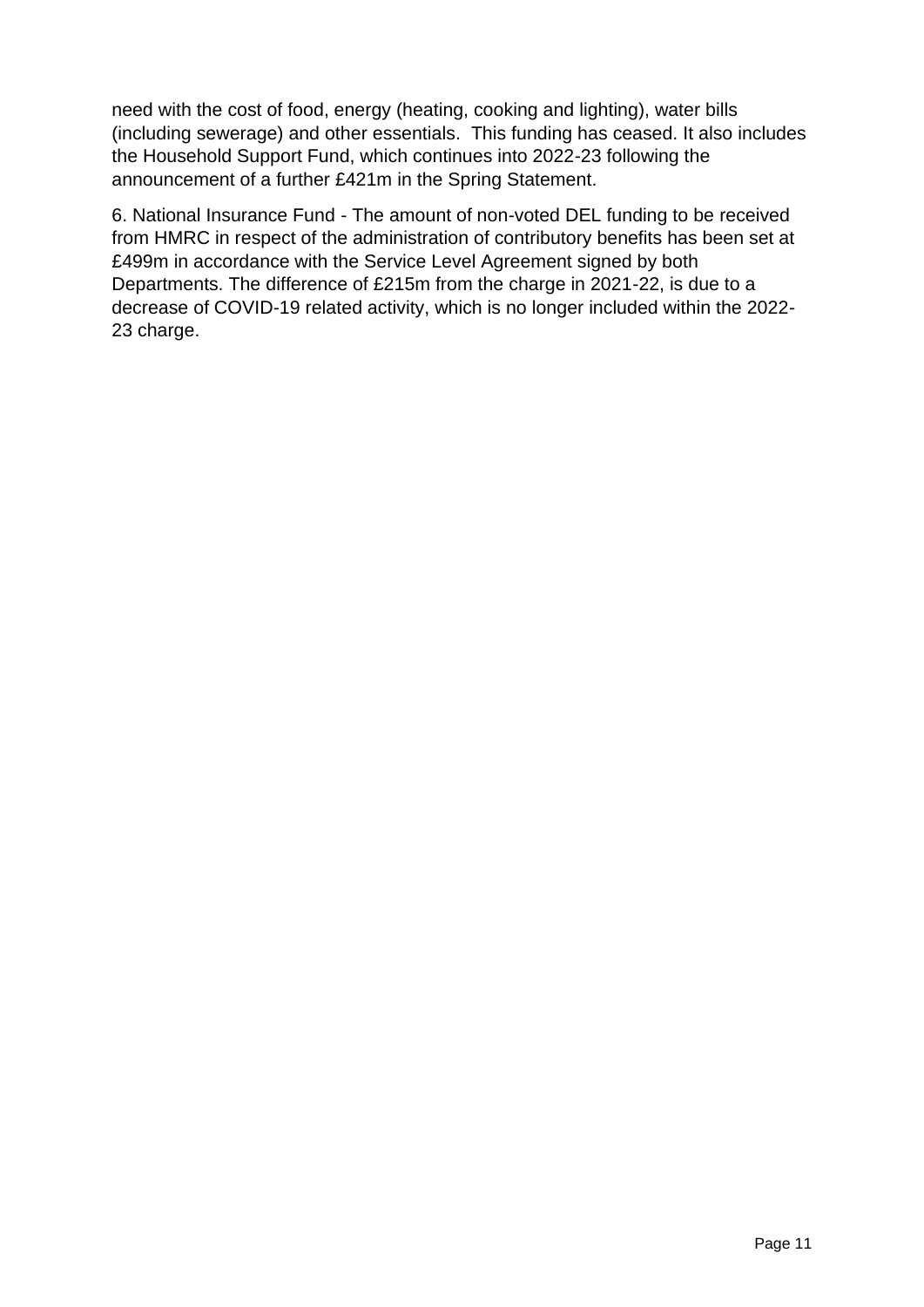need with the cost of food, energy (heating, cooking and lighting), water bills (including sewerage) and other essentials. This funding has ceased. It also includes the Household Support Fund, which continues into 2022-23 following the announcement of a further £421m in the Spring Statement.

6. National Insurance Fund - The amount of non-voted DEL funding to be received from HMRC in respect of the administration of contributory benefits has been set at £499m in accordance with the Service Level Agreement signed by both Departments. The difference of £215m from the charge in 2021-22, is due to a decrease of COVID-19 related activity, which is no longer included within the 2022-23 charge.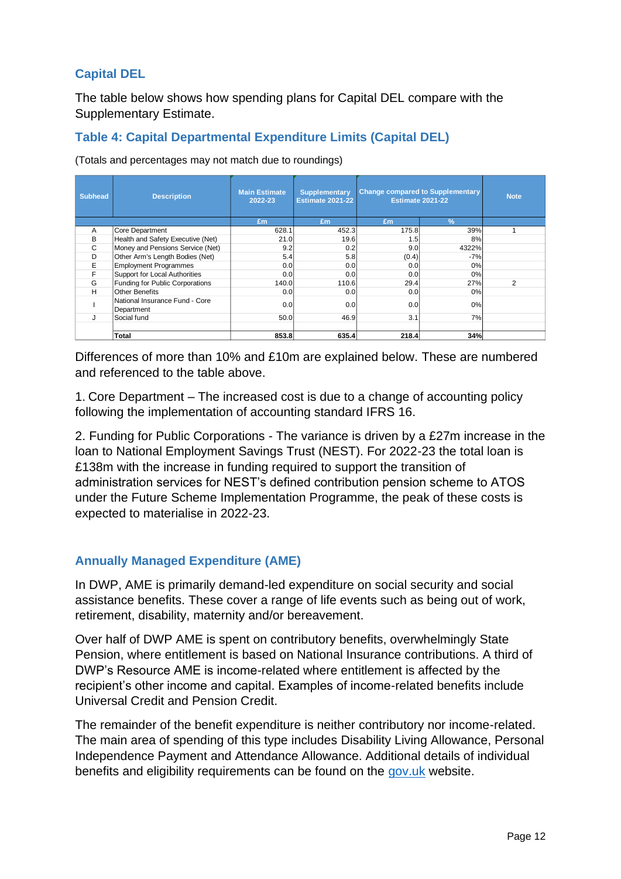## Capital DEL

The table below shows how spending plans for Capital DEL compare with the Supplementary Estimate.

### Table 4: Capital Departmental Expenditure Limits (Capital DEL)

(Totals and percentages may not match due to roundings)

| Subhead | Description | Main Estimate 2022-23 | Supplementary Estimate 2021-22 | Change compared to Supplementary Estimate 2021-22 | | Note |
|---|---|---|---|---|---|---|
| | | £m | £m | £m | % | |
| A | Core Department | 628.1 | 452.3 | 175.8 | 39% | 1 |
| B | Health and Safety Executive (Net) | 21.0 | 19.6 | 1.5 | 8% | |
| C | Money and Pensions Service (Net) | 9.2 | 0.2 | 9.0 | 4322% | |
| D | Other Arm's Length Bodies (Net) | 5.4 | 5.8 | (0.4) | -7% | |
| E | Employment Programmes | 0.0 | 0.0 | 0.0 | 0% | |
| F | Support for Local Authorities | 0.0 | 0.0 | 0.0 | 0% | |
| G | Funding for Public Corporations | 140.0 | 110.6 | 29.4 | 27% | 2 |
| H | Other Benefits | 0.0 | 0.0 | 0.0 | 0% | |
| I | National Insurance Fund - Core Department | 0.0 | 0.0 | 0.0 | 0% | |
| J | Social fund | 50.0 | 46.9 | 3.1 | 7% | |
| | **Total** | **853.8** | **635.4** | **218.4** | **34%** | |

Differences of more than 10% and £10m are explained below. These are numbered and referenced to the table above.

1. Core Department – The increased cost is due to a change of accounting policy following the implementation of accounting standard IFRS 16.

2. Funding for Public Corporations - The variance is driven by a £27m increase in the loan to National Employment Savings Trust (NEST). For 2022-23 the total loan is £138m with the increase in funding required to support the transition of administration services for NEST's defined contribution pension scheme to ATOS under the Future Scheme Implementation Programme, the peak of these costs is expected to materialise in 2022-23.

## Annually Managed Expenditure (AME)

In DWP, AME is primarily demand-led expenditure on social security and social assistance benefits. These cover a range of life events such as being out of work, retirement, disability, maternity and/or bereavement.

Over half of DWP AME is spent on contributory benefits, overwhelmingly State Pension, where entitlement is based on National Insurance contributions. A third of DWP's Resource AME is income-related where entitlement is affected by the recipient's other income and capital. Examples of income-related benefits include Universal Credit and Pension Credit.

The remainder of the benefit expenditure is neither contributory nor income-related. The main area of spending of this type includes Disability Living Allowance, Personal Independence Payment and Attendance Allowance. Additional details of individual benefits and eligibility requirements can be found on the gov.uk website.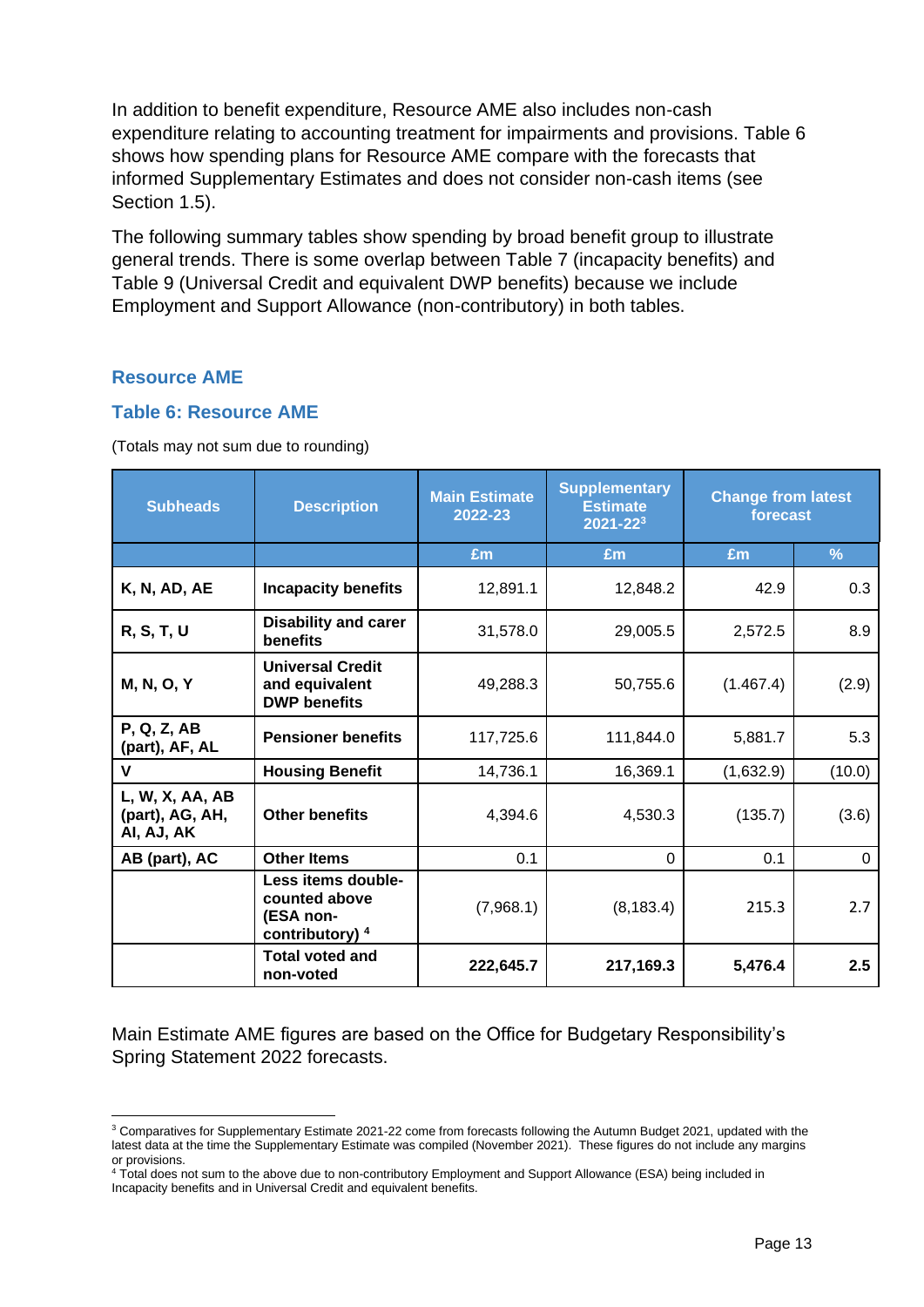In addition to benefit expenditure, Resource AME also includes non-cash expenditure relating to accounting treatment for impairments and provisions. Table 6 shows how spending plans for Resource AME compare with the forecasts that informed Supplementary Estimates and does not consider non-cash items (see Section 1.5).

The following summary tables show spending by broad benefit group to illustrate general trends. There is some overlap between Table 7 (incapacity benefits) and Table 9 (Universal Credit and equivalent DWP benefits) because we include Employment and Support Allowance (non-contributory) in both tables.

## Resource AME

### Table 6: Resource AME

(Totals may not sum due to rounding)

| Subheads | Description | Main Estimate 2022-23 | Supplementary Estimate 2021-22[3] | Change from latest forecast | |
|---|---|---|---|---|---|
| | | £m | £m | £m | % |
| **K, N, AD, AE** | **Incapacity benefits** | 12,891.1 | 12,848.2 | 42.9 | 0.3 |
| **R, S, T, U** | **Disability and carer benefits** | 31,578.0 | 29,005.5 | 2,572.5 | 8.9 |
| **M, N, O, Y** | **Universal Credit and equivalent DWP benefits** | 49,288.3 | 50,755.6 | (1.467.4) | (2.9) |
| **P, Q, Z, AB (part), AF, AL** | **Pensioner benefits** | 117,725.6 | 111,844.0 | 5,881.7 | 5.3 |
| **V** | **Housing Benefit** | 14,736.1 | 16,369.1 | (1,632.9) | (10.0) |
| **L, W, X, AA, AB (part), AG, AH, AI, AJ, AK** | **Other benefits** | 4,394.6 | 4,530.3 | (135.7) | (3.6) |
| **AB (part), AC** | **Other Items** | 0.1 | 0 | 0.1 | 0 |
| | **Less items double-counted above (ESA non-contributory)** [4] | (7,968.1) | (8,183.4) | 215.3 | 2.7 |
| | **Total voted and non-voted** | **222,645.7** | **217,169.3** | **5,476.4** | **2.5** |

Main Estimate AME figures are based on the Office for Budgetary Responsibility's Spring Statement 2022 forecasts.

---

[3] Comparatives for Supplementary Estimate 2021-22 come from forecasts following the Autumn Budget 2021, updated with the latest data at the time the Supplementary Estimate was compiled (November 2021). These figures do not include any margins or provisions.

[4] Total does not sum to the above due to non-contributory Employment and Support Allowance (ESA) being included in Incapacity benefits and in Universal Credit and equivalent benefits.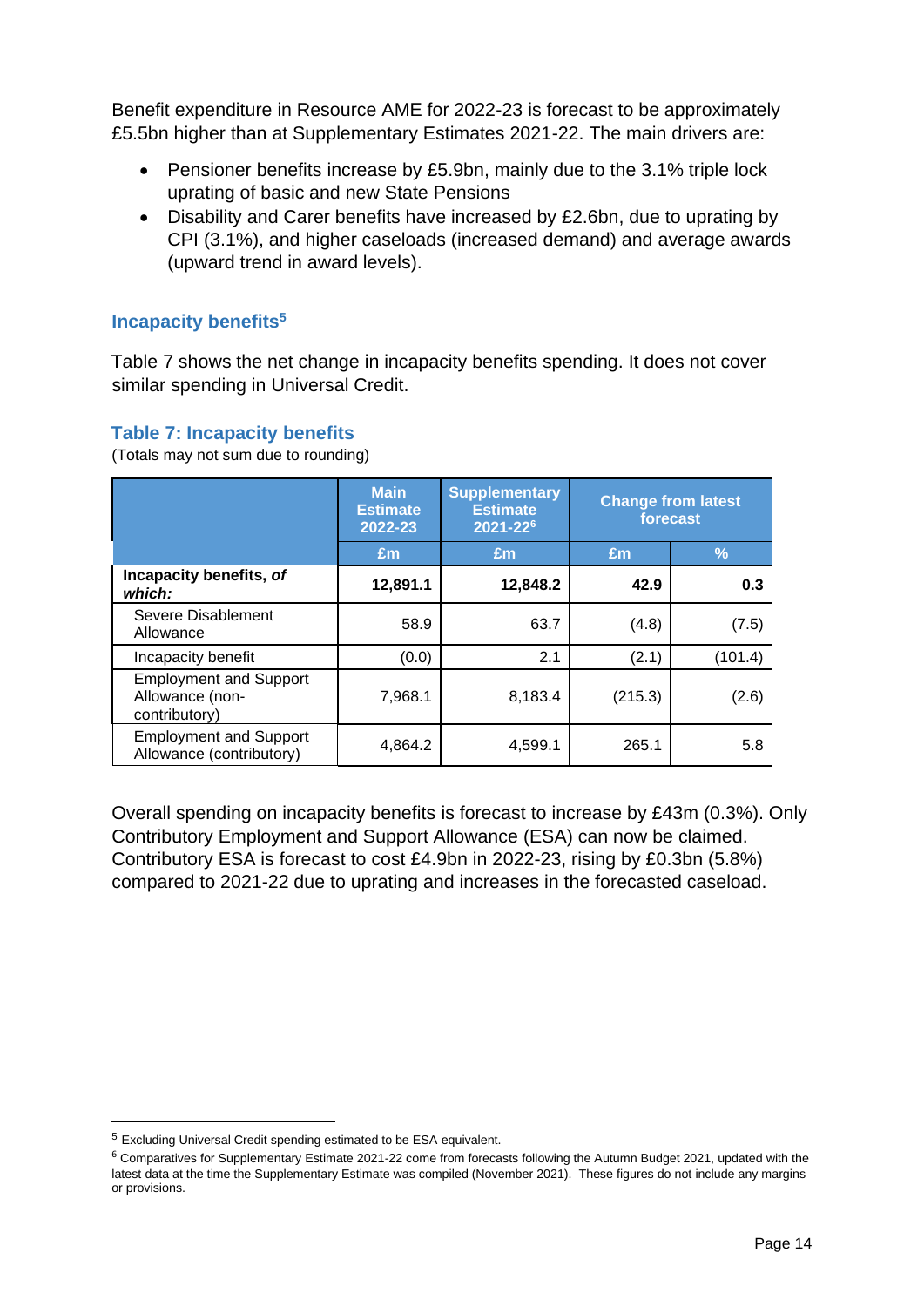Benefit expenditure in Resource AME for 2022-23 is forecast to be approximately £5.5bn higher than at Supplementary Estimates 2021-22. The main drivers are:

- Pensioner benefits increase by £5.9bn, mainly due to the 3.1% triple lock uprating of basic and new State Pensions
- Disability and Carer benefits have increased by £2.6bn, due to uprating by CPI (3.1%), and higher caseloads (increased demand) and average awards (upward trend in award levels).

### Incapacity benefits[5]

Table 7 shows the net change in incapacity benefits spending. It does not cover similar spending in Universal Credit.

**Table 7: Incapacity benefits**

(Totals may not sum due to rounding)

| | Main Estimate 2022-23 | Supplementary Estimate 2021-22[6] | Change from latest forecast | |
|---|---|---|---|---|
| | £m | £m | £m | % |
| **Incapacity benefits, *of which:*** | **12,891.1** | **12,848.2** | **42.9** | **0.3** |
| Severe Disablement Allowance | 58.9 | 63.7 | (4.8) | (7.5) |
| Incapacity benefit | (0.0) | 2.1 | (2.1) | (101.4) |
| Employment and Support Allowance (non-contributory) | 7,968.1 | 8,183.4 | (215.3) | (2.6) |
| Employment and Support Allowance (contributory) | 4,864.2 | 4,599.1 | 265.1 | 5.8 |

Overall spending on incapacity benefits is forecast to increase by £43m (0.3%). Only Contributory Employment and Support Allowance (ESA) can now be claimed. Contributory ESA is forecast to cost £4.9bn in 2022-23, rising by £0.3bn (5.8%) compared to 2021-22 due to uprating and increases in the forecasted caseload.

---

[5] Excluding Universal Credit spending estimated to be ESA equivalent.

[6] Comparatives for Supplementary Estimate 2021-22 come from forecasts following the Autumn Budget 2021, updated with the latest data at the time the Supplementary Estimate was compiled (November 2021). These figures do not include any margins or provisions.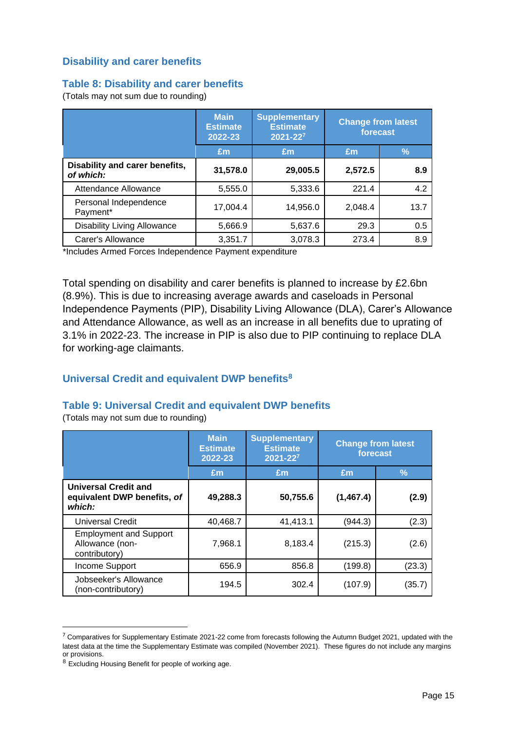## Disability and carer benefits

### Table 8: Disability and carer benefits

(Totals may not sum due to rounding)

| | Main Estimate 2022-23 | Supplementary Estimate 2021-22[7] | Change from latest forecast | |
|---|---|---|---|---|
| | £m | £m | £m | % |
| **Disability and carer benefits, *of which:*** | **31,578.0** | **29,005.5** | **2,572.5** | **8.9** |
| Attendance Allowance | 5,555.0 | 5,333.6 | 221.4 | 4.2 |
| Personal Independence Payment* | 17,004.4 | 14,956.0 | 2,048.4 | 13.7 |
| Disability Living Allowance | 5,666.9 | 5,637.6 | 29.3 | 0.5 |
| Carer's Allowance | 3,351.7 | 3,078.3 | 273.4 | 8.9 |

*Includes Armed Forces Independence Payment expenditure

Total spending on disability and carer benefits is planned to increase by £2.6bn (8.9%). This is due to increasing average awards and caseloads in Personal Independence Payments (PIP), Disability Living Allowance (DLA), Carer's Allowance and Attendance Allowance, as well as an increase in all benefits due to uprating of 3.1% in 2022-23. The increase in PIP is also due to PIP continuing to replace DLA for working-age claimants.

## Universal Credit and equivalent DWP benefits[8]

### Table 9: Universal Credit and equivalent DWP benefits

(Totals may not sum due to rounding)

| | Main Estimate 2022-23 | Supplementary Estimate 2021-22[7] | Change from latest forecast | |
|---|---|---|---|---|
| | £m | £m | £m | % |
| **Universal Credit and equivalent DWP benefits, *of which:*** | **49,288.3** | **50,755.6** | **(1,467.4)** | **(2.9)** |
| Universal Credit | 40,468.7 | 41,413.1 | (944.3) | (2.3) |
| Employment and Support Allowance (non-contributory) | 7,968.1 | 8,183.4 | (215.3) | (2.6) |
| Income Support | 656.9 | 856.8 | (199.8) | (23.3) |
| Jobseeker's Allowance (non-contributory) | 194.5 | 302.4 | (107.9) | (35.7) |

---

[7] Comparatives for Supplementary Estimate 2021-22 come from forecasts following the Autumn Budget 2021, updated with the latest data at the time the Supplementary Estimate was compiled (November 2021). These figures do not include any margins or provisions.

[8] Excluding Housing Benefit for people of working age.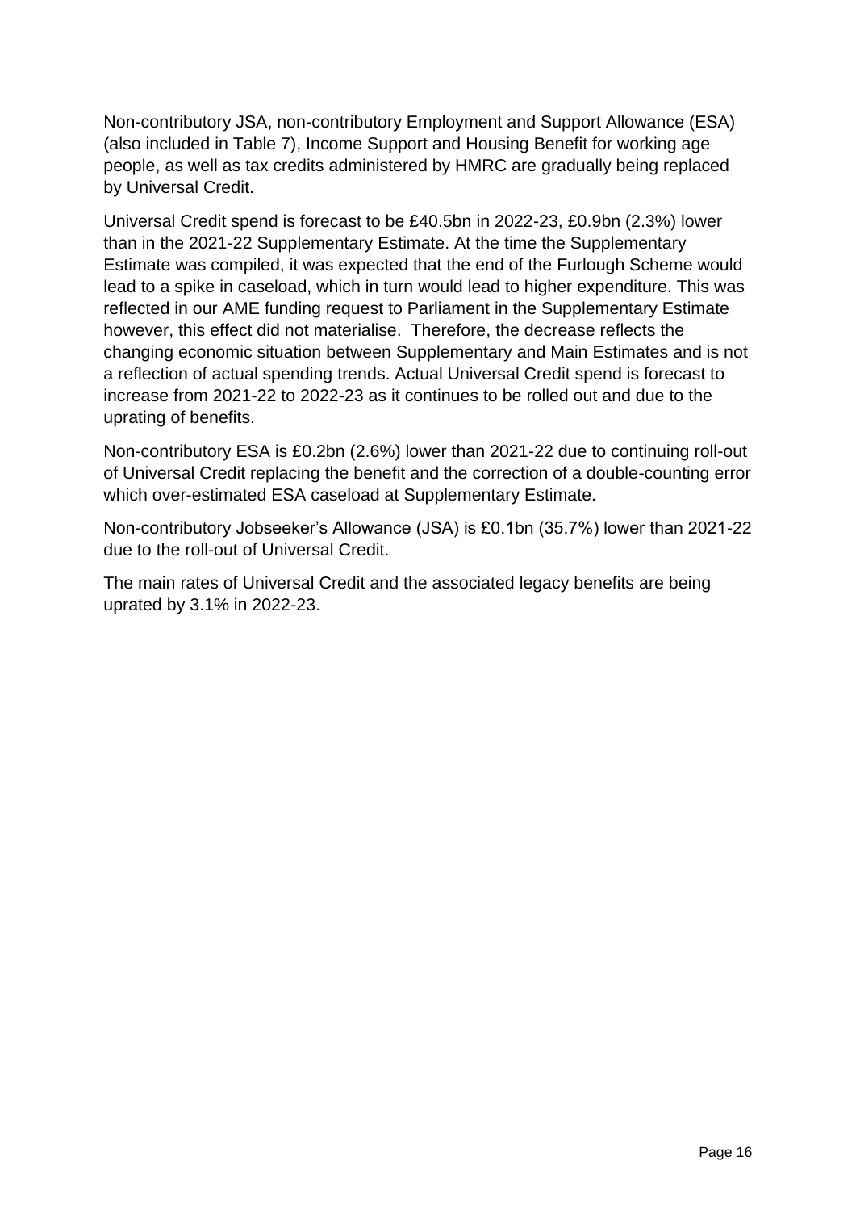Non-contributory JSA, non-contributory Employment and Support Allowance (ESA) (also included in Table 7), Income Support and Housing Benefit for working age people, as well as tax credits administered by HMRC are gradually being replaced by Universal Credit.

Universal Credit spend is forecast to be £40.5bn in 2022-23, £0.9bn (2.3%) lower than in the 2021-22 Supplementary Estimate. At the time the Supplementary Estimate was compiled, it was expected that the end of the Furlough Scheme would lead to a spike in caseload, which in turn would lead to higher expenditure. This was reflected in our AME funding request to Parliament in the Supplementary Estimate however, this effect did not materialise. Therefore, the decrease reflects the changing economic situation between Supplementary and Main Estimates and is not a reflection of actual spending trends. Actual Universal Credit spend is forecast to increase from 2021-22 to 2022-23 as it continues to be rolled out and due to the uprating of benefits.

Non-contributory ESA is £0.2bn (2.6%) lower than 2021-22 due to continuing roll-out of Universal Credit replacing the benefit and the correction of a double-counting error which over-estimated ESA caseload at Supplementary Estimate.

Non-contributory Jobseeker's Allowance (JSA) is £0.1bn (35.7%) lower than 2021-22 due to the roll-out of Universal Credit.

The main rates of Universal Credit and the associated legacy benefits are being uprated by 3.1% in 2022-23.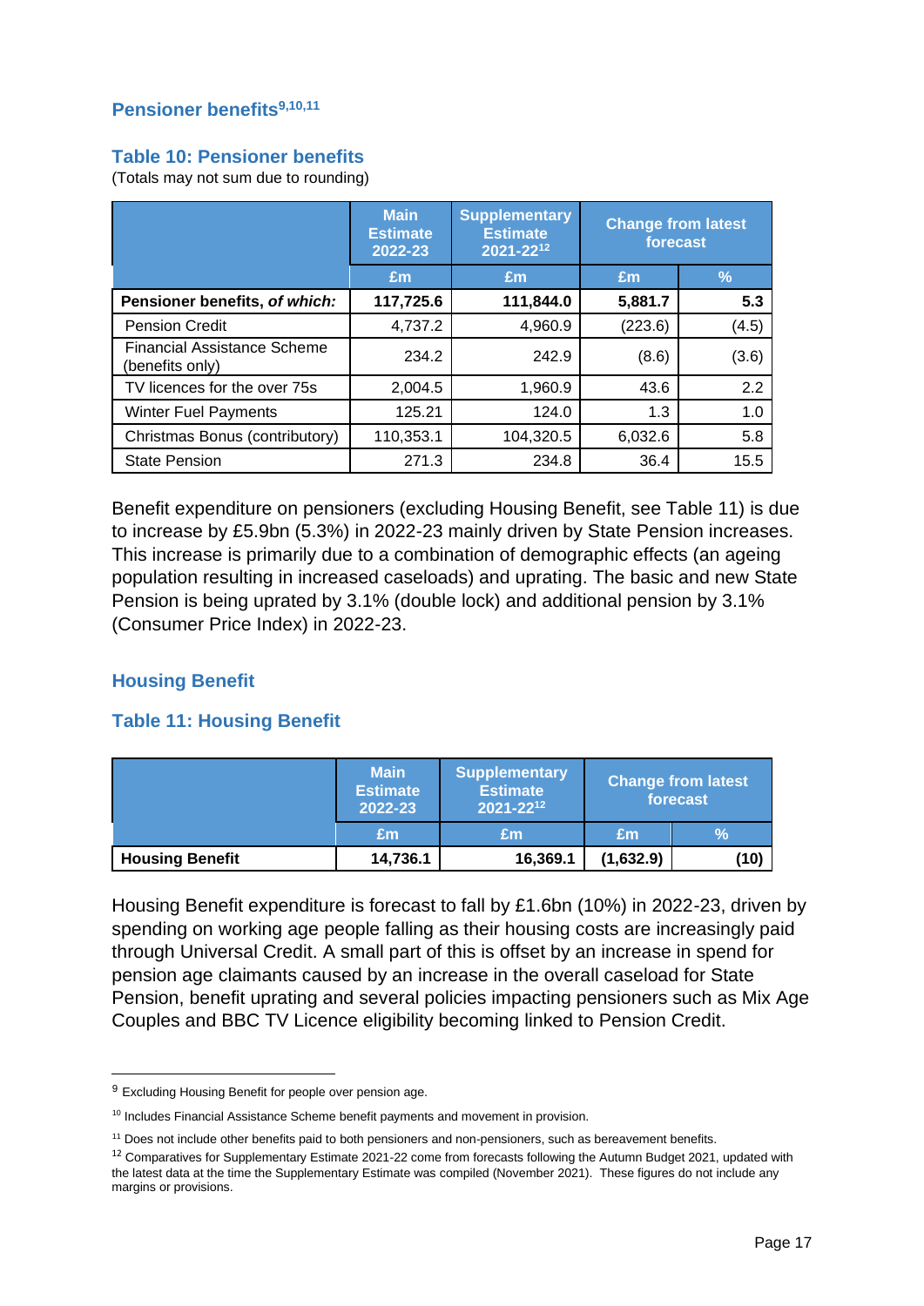### Pensioner benefits[9,10,11]

#### Table 10: Pensioner benefits

(Totals may not sum due to rounding)

| | Main Estimate 2022-23 | Supplementary Estimate 2021-22[12] | Change from latest forecast | |
|---|---|---|---|---|
| | £m | £m | £m | % |
| **Pensioner benefits, *of which:*** | **117,725.6** | **111,844.0** | **5,881.7** | **5.3** |
| Pension Credit | 4,737.2 | 4,960.9 | (223.6) | (4.5) |
| Financial Assistance Scheme (benefits only) | 234.2 | 242.9 | (8.6) | (3.6) |
| TV licences for the over 75s | 2,004.5 | 1,960.9 | 43.6 | 2.2 |
| Winter Fuel Payments | 125.21 | 124.0 | 1.3 | 1.0 |
| Christmas Bonus (contributory) | 110,353.1 | 104,320.5 | 6,032.6 | 5.8 |
| State Pension | 271.3 | 234.8 | 36.4 | 15.5 |

Benefit expenditure on pensioners (excluding Housing Benefit, see Table 11) is due to increase by £5.9bn (5.3%) in 2022-23 mainly driven by State Pension increases. This increase is primarily due to a combination of demographic effects (an ageing population resulting in increased caseloads) and uprating. The basic and new State Pension is being uprated by 3.1% (double lock) and additional pension by 3.1% (Consumer Price Index) in 2022-23.

### Housing Benefit

#### Table 11: Housing Benefit

| | Main Estimate 2022-23 | Supplementary Estimate 2021-22[12] | Change from latest forecast | |
|---|---|---|---|---|
| | £m | £m | £m | % |
| **Housing Benefit** | **14,736.1** | **16,369.1** | **(1,632.9)** | **(10)** |

Housing Benefit expenditure is forecast to fall by £1.6bn (10%) in 2022-23, driven by spending on working age people falling as their housing costs are increasingly paid through Universal Credit. A small part of this is offset by an increase in spend for pension age claimants caused by an increase in the overall caseload for State Pension, benefit uprating and several policies impacting pensioners such as Mix Age Couples and BBC TV Licence eligibility becoming linked to Pension Credit.

---

[9] Excluding Housing Benefit for people over pension age.

[10] Includes Financial Assistance Scheme benefit payments and movement in provision.

[11] Does not include other benefits paid to both pensioners and non-pensioners, such as bereavement benefits.

[12] Comparatives for Supplementary Estimate 2021-22 come from forecasts following the Autumn Budget 2021, updated with the latest data at the time the Supplementary Estimate was compiled (November 2021). These figures do not include any margins or provisions.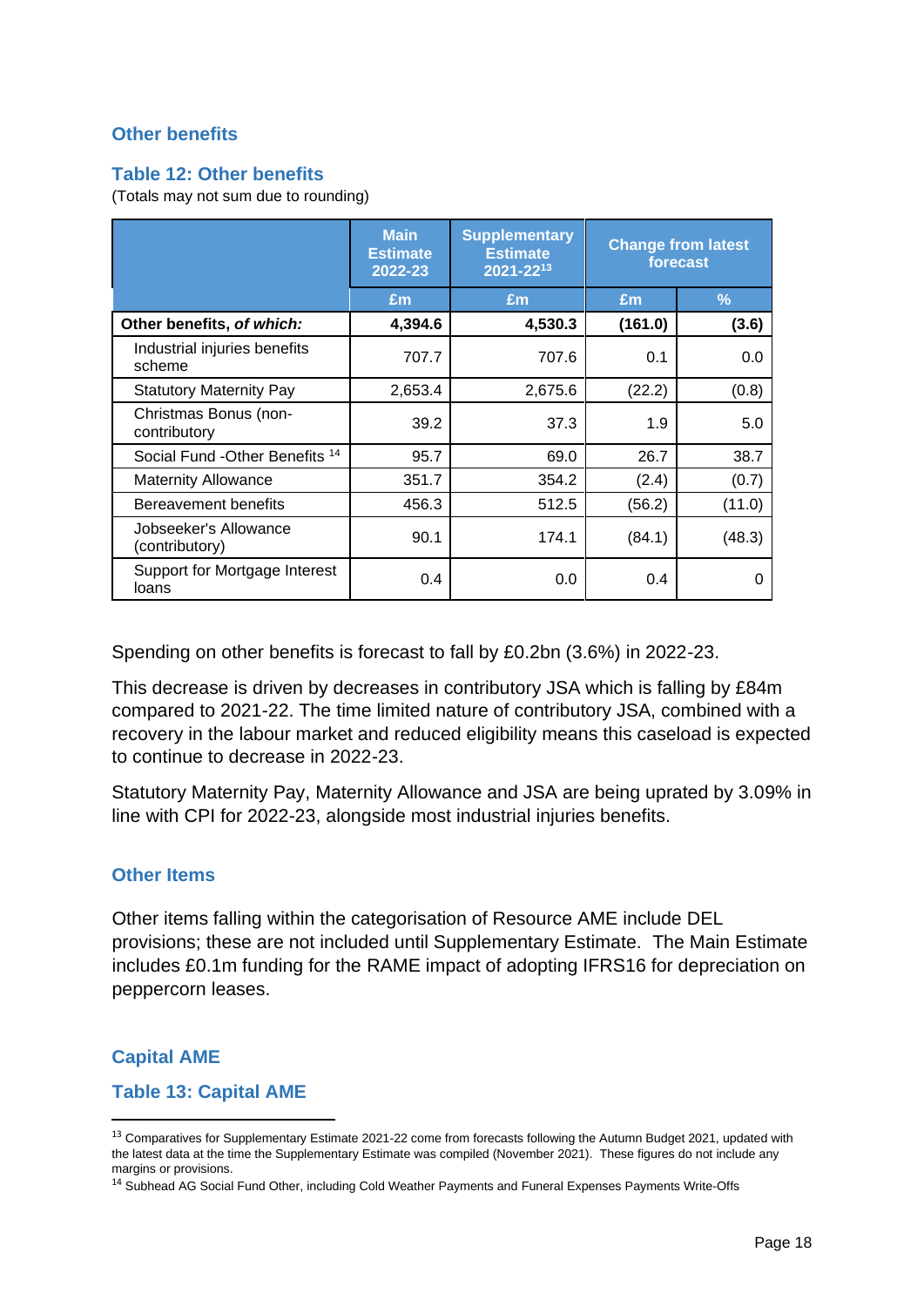### Other benefits

#### Table 12: Other benefits

(Totals may not sum due to rounding)

| | Main Estimate 2022-23 | Supplementary Estimate 2021-22[13] | Change from latest forecast | |
|---|---|---|---|---|
| | £m | £m | £m | % |
| **Other benefits, *of which:*** | **4,394.6** | **4,530.3** | **(161.0)** | **(3.6)** |
| Industrial injuries benefits scheme | 707.7 | 707.6 | 0.1 | 0.0 |
| Statutory Maternity Pay | 2,653.4 | 2,675.6 | (22.2) | (0.8) |
| Christmas Bonus (non-contributory | 39.2 | 37.3 | 1.9 | 5.0 |
| Social Fund -Other Benefits [14] | 95.7 | 69.0 | 26.7 | 38.7 |
| Maternity Allowance | 351.7 | 354.2 | (2.4) | (0.7) |
| Bereavement benefits | 456.3 | 512.5 | (56.2) | (11.0) |
| Jobseeker's Allowance (contributory) | 90.1 | 174.1 | (84.1) | (48.3) |
| Support for Mortgage Interest loans | 0.4 | 0.0 | 0.4 | 0 |

Spending on other benefits is forecast to fall by £0.2bn (3.6%) in 2022-23.

This decrease is driven by decreases in contributory JSA which is falling by £84m compared to 2021-22. The time limited nature of contributory JSA, combined with a recovery in the labour market and reduced eligibility means this caseload is expected to continue to decrease in 2022-23.

Statutory Maternity Pay, Maternity Allowance and JSA are being uprated by 3.09% in line with CPI for 2022-23, alongside most industrial injuries benefits.

### Other Items

Other items falling within the categorisation of Resource AME include DEL provisions; these are not included until Supplementary Estimate. The Main Estimate includes £0.1m funding for the RAME impact of adopting IFRS16 for depreciation on peppercorn leases.

### Capital AME

#### Table 13: Capital AME

[13] Comparatives for Supplementary Estimate 2021-22 come from forecasts following the Autumn Budget 2021, updated with the latest data at the time the Supplementary Estimate was compiled (November 2021). These figures do not include any margins or provisions.

[14] Subhead AG Social Fund Other, including Cold Weather Payments and Funeral Expenses Payments Write-Offs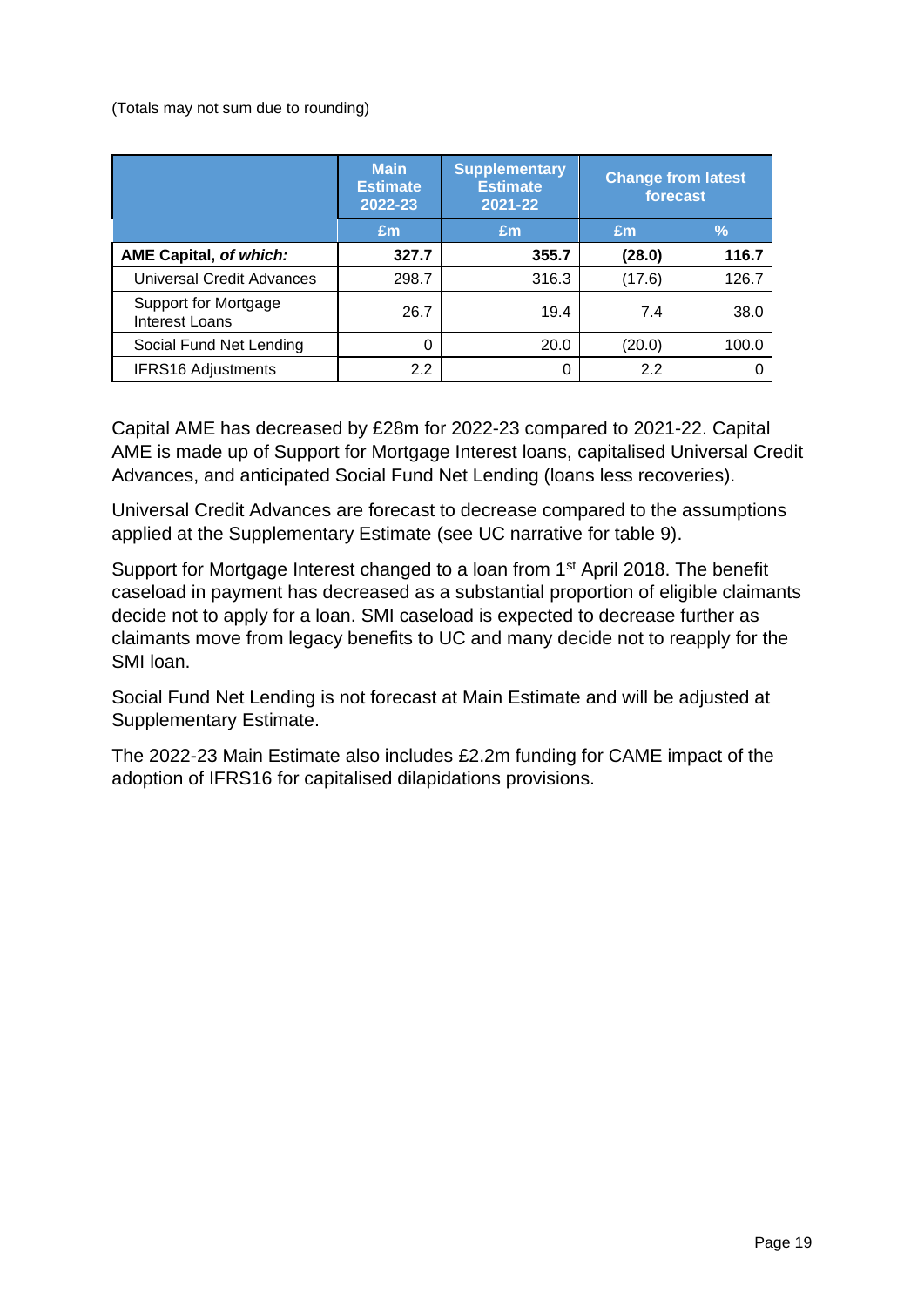(Totals may not sum due to rounding)

| | Main Estimate 2022-23 | Supplementary Estimate 2021-22 | Change from latest forecast | |
|---|---|---|---|---|
| | £m | £m | £m | % |
| **AME Capital, *of which:*** | **327.7** | **355.7** | **(28.0)** | **116.7** |
| Universal Credit Advances | 298.7 | 316.3 | (17.6) | 126.7 |
| Support for Mortgage Interest Loans | 26.7 | 19.4 | 7.4 | 38.0 |
| Social Fund Net Lending | 0 | 20.0 | (20.0) | 100.0 |
| IFRS16 Adjustments | 2.2 | 0 | 2.2 | 0 |

Capital AME has decreased by £28m for 2022-23 compared to 2021-22. Capital AME is made up of Support for Mortgage Interest loans, capitalised Universal Credit Advances, and anticipated Social Fund Net Lending (loans less recoveries).

Universal Credit Advances are forecast to decrease compared to the assumptions applied at the Supplementary Estimate (see UC narrative for table 9).

Support for Mortgage Interest changed to a loan from 1st April 2018. The benefit caseload in payment has decreased as a substantial proportion of eligible claimants decide not to apply for a loan. SMI caseload is expected to decrease further as claimants move from legacy benefits to UC and many decide not to reapply for the SMI loan.

Social Fund Net Lending is not forecast at Main Estimate and will be adjusted at Supplementary Estimate.

The 2022-23 Main Estimate also includes £2.2m funding for CAME impact of the adoption of IFRS16 for capitalised dilapidations provisions.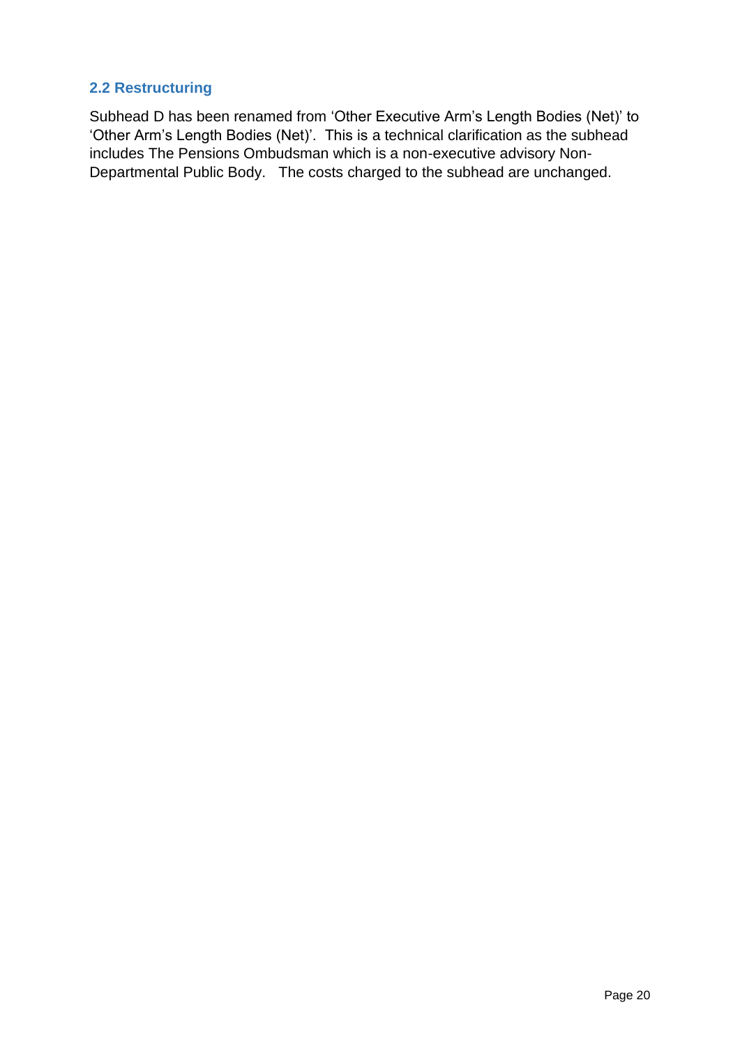## 2.2 Restructuring

Subhead D has been renamed from 'Other Executive Arm's Length Bodies (Net)' to 'Other Arm's Length Bodies (Net)'. This is a technical clarification as the subhead includes The Pensions Ombudsman which is a non-executive advisory Non-Departmental Public Body. The costs charged to the subhead are unchanged.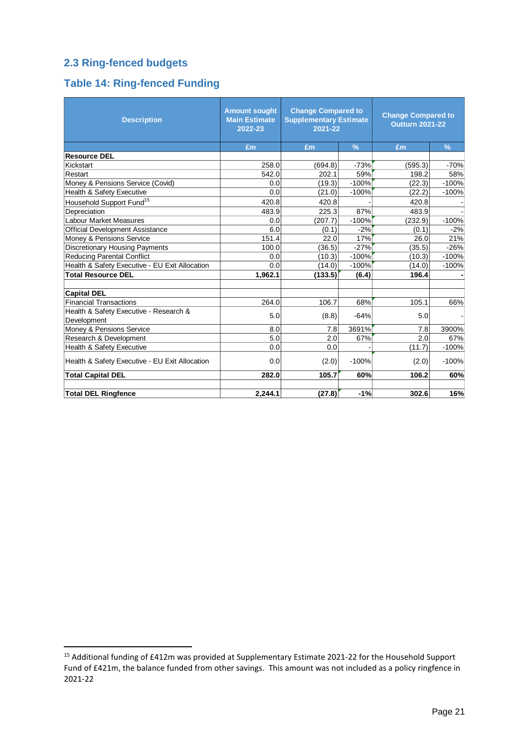## 2.3 Ring-fenced budgets

### Table 14: Ring-fenced Funding

| Description | Amount sought Main Estimate 2022-23 | Change Compared to Supplementary Estimate 2021-22 | | Change Compared to Outturn 2021-22 | |
|---|---|---|---|---|---|
| | £m | £m | % | £m | % |
| **Resource DEL** | | | | | |
| Kickstart | 258.0 | (694.8) | -73% | (595.3) | -70% |
| Restart | 542.0 | 202.1 | 59% | 198.2 | 58% |
| Money & Pensions Service (Covid) | 0.0 | (19.3) | -100% | (22.3) | -100% |
| Health & Safety Executive | 0.0 | (21.0) | -100% | (22.2) | -100% |
| Household Support Fund[15] | 420.8 | 420.8 | - | 420.8 | - |
| Depreciation | 483.9 | 225.3 | 87% | 483.9 | - |
| Labour Market Measures | 0.0 | (207.7) | -100% | (232.9) | -100% |
| Official Development Assistance | 6.0 | (0.1) | -2% | (0.1) | -2% |
| Money & Pensions Service | 151.4 | 22.0 | 17% | 26.0 | 21% |
| Discretionary Housing Payments | 100.0 | (36.5) | -27% | (35.5) | -26% |
| Reducing Parental Conflict | 0.0 | (10.3) | -100% | (10.3) | -100% |
| Health & Safety Executive - EU Exit Allocation | 0.0 | (14.0) | -100% | (14.0) | -100% |
| **Total Resource DEL** | **1,962.1** | **(133.5)** | **(6.4)** | **196.4** | **-** |
| | | | | | |
| **Capital DEL** | | | | | |
| Financial Transactions | 264.0 | 106.7 | 68% | 105.1 | 66% |
| Health & Safety Executive - Research & Development | 5.0 | (8.8) | -64% | 5.0 | - |
| Money & Pensions Service | 8.0 | 7.8 | 3691% | 7.8 | 3900% |
| Research & Development | 5.0 | 2.0 | 67% | 2.0 | 67% |
| Health & Safety Executive | 0.0 | 0.0 | - | (11.7) | -100% |
| Health & Safety Executive - EU Exit Allocation | 0.0 | (2.0) | -100% | (2.0) | -100% |
| **Total Capital DEL** | **282.0** | **105.7** | **60%** | **106.2** | **60%** |
| | | | | | |
| **Total DEL Ringfence** | **2,244.1** | **(27.8)** | **-1%** | **302.6** | **16%** |

[15] Additional funding of £412m was provided at Supplementary Estimate 2021-22 for the Household Support Fund of £421m, the balance funded from other savings. This amount was not included as a policy ringfence in 2021-22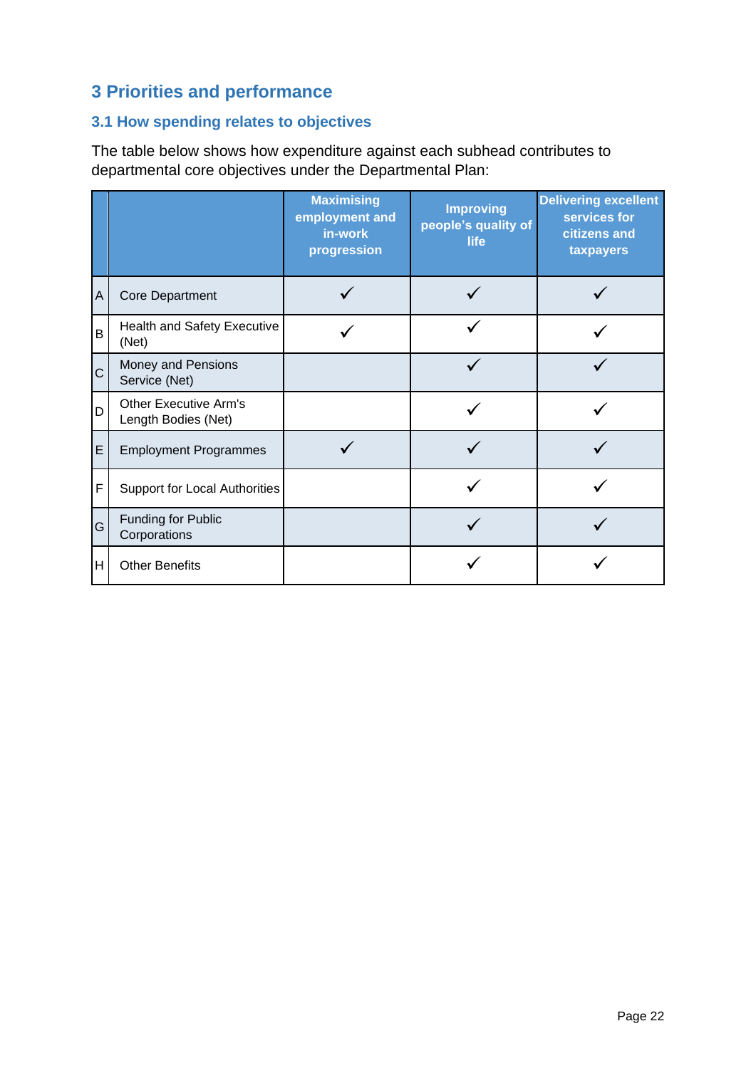# 3 Priorities and performance

## 3.1 How spending relates to objectives

The table below shows how expenditure against each subhead contributes to departmental core objectives under the Departmental Plan:

| | | Maximising employment and in-work progression | Improving people's quality of life | Delivering excellent services for citizens and taxpayers |
|---|---|---|---|---|
| A | Core Department | ✓ | ✓ | ✓ |
| B | Health and Safety Executive (Net) | ✓ | ✓ | ✓ |
| C | Money and Pensions Service (Net) | | ✓ | ✓ |
| D | Other Executive Arm's Length Bodies (Net) | | ✓ | ✓ |
| E | Employment Programmes | ✓ | ✓ | ✓ |
| F | Support for Local Authorities | | ✓ | ✓ |
| G | Funding for Public Corporations | | ✓ | ✓ |
| H | Other Benefits | | ✓ | ✓ |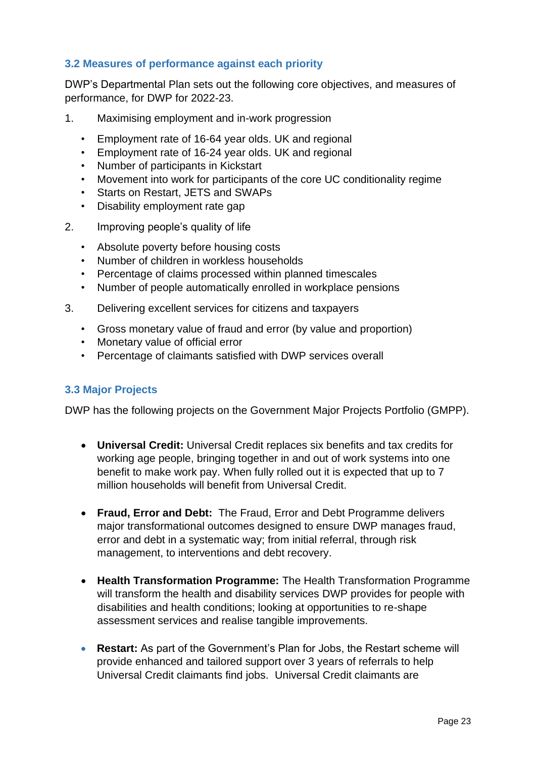### 3.2 Measures of performance against each priority

DWP's Departmental Plan sets out the following core objectives, and measures of performance, for DWP for 2022-23.

1. Maximising employment and in-work progression
   - Employment rate of 16-64 year olds. UK and regional
   - Employment rate of 16-24 year olds. UK and regional
   - Number of participants in Kickstart
   - Movement into work for participants of the core UC conditionality regime
   - Starts on Restart, JETS and SWAPs
   - Disability employment rate gap
2. Improving people's quality of life
   - Absolute poverty before housing costs
   - Number of children in workless households
   - Percentage of claims processed within planned timescales
   - Number of people automatically enrolled in workplace pensions
3. Delivering excellent services for citizens and taxpayers
   - Gross monetary value of fraud and error (by value and proportion)
   - Monetary value of official error
   - Percentage of claimants satisfied with DWP services overall

### 3.3 Major Projects

DWP has the following projects on the Government Major Projects Portfolio (GMPP).

- **Universal Credit:** Universal Credit replaces six benefits and tax credits for working age people, bringing together in and out of work systems into one benefit to make work pay. When fully rolled out it is expected that up to 7 million households will benefit from Universal Credit.

- **Fraud, Error and Debt:** The Fraud, Error and Debt Programme delivers major transformational outcomes designed to ensure DWP manages fraud, error and debt in a systematic way; from initial referral, through risk management, to interventions and debt recovery.

- **Health Transformation Programme:** The Health Transformation Programme will transform the health and disability services DWP provides for people with disabilities and health conditions; looking at opportunities to re-shape assessment services and realise tangible improvements.

- **Restart:** As part of the Government's Plan for Jobs, the Restart scheme will provide enhanced and tailored support over 3 years of referrals to help Universal Credit claimants find jobs. Universal Credit claimants are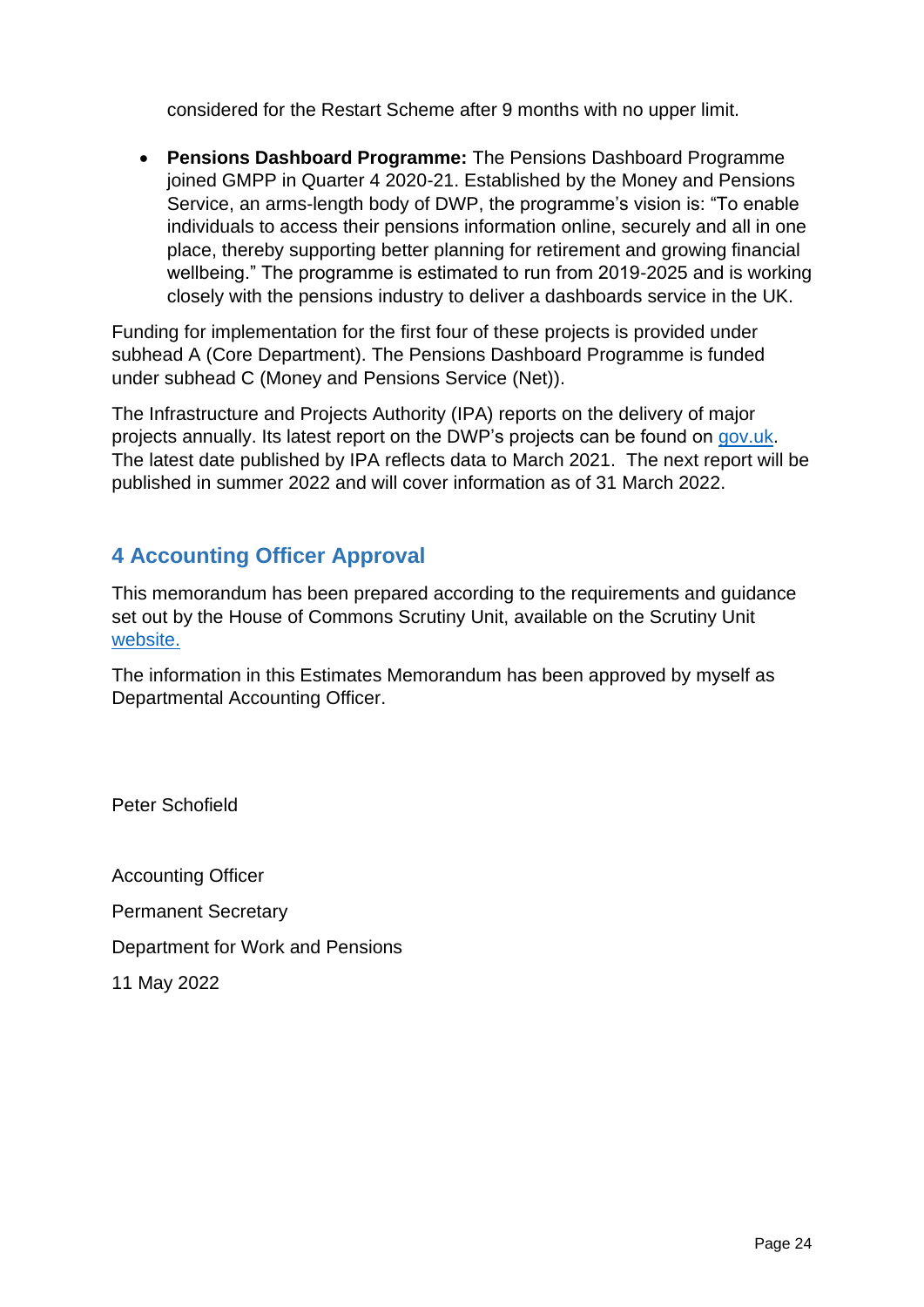considered for the Restart Scheme after 9 months with no upper limit.

- **Pensions Dashboard Programme:** The Pensions Dashboard Programme joined GMPP in Quarter 4 2020-21. Established by the Money and Pensions Service, an arms-length body of DWP, the programme's vision is: "To enable individuals to access their pensions information online, securely and all in one place, thereby supporting better planning for retirement and growing financial wellbeing." The programme is estimated to run from 2019-2025 and is working closely with the pensions industry to deliver a dashboards service in the UK.

Funding for implementation for the first four of these projects is provided under subhead A (Core Department). The Pensions Dashboard Programme is funded under subhead C (Money and Pensions Service (Net)).

The Infrastructure and Projects Authority (IPA) reports on the delivery of major projects annually. Its latest report on the DWP's projects can be found on gov.uk. The latest date published by IPA reflects data to March 2021. The next report will be published in summer 2022 and will cover information as of 31 March 2022.

## 4 Accounting Officer Approval

This memorandum has been prepared according to the requirements and guidance set out by the House of Commons Scrutiny Unit, available on the Scrutiny Unit website.

The information in this Estimates Memorandum has been approved by myself as Departmental Accounting Officer.

Peter Schofield

Accounting Officer

Permanent Secretary

Department for Work and Pensions

11 May 2022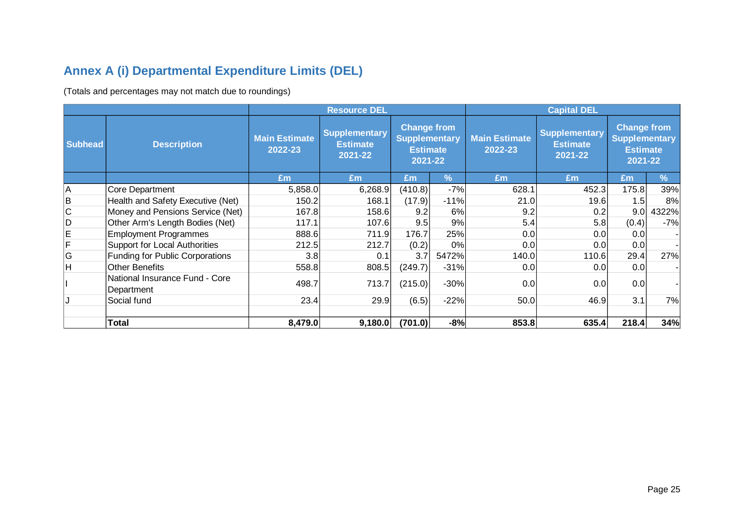## Annex A (i) Departmental Expenditure Limits (DEL)

(Totals and percentages may not match due to roundings)

| | | Resource DEL | | | | Capital DEL | | | |
|---|---|---|---|---|---|---|---|---|---|
| Subhead | Description | Main Estimate 2022-23 | Supplementary Estimate 2021-22 | Change from Supplementary Estimate 2021-22 | | Main Estimate 2022-23 | Supplementary Estimate 2021-22 | Change from Supplementary Estimate 2021-22 | |
| | | £m | £m | £m | % | £m | £m | £m | % |
| A | Core Department | 5,858.0 | 6,268.9 | (410.8) | -7% | 628.1 | 452.3 | 175.8 | 39% |
| B | Health and Safety Executive (Net) | 150.2 | 168.1 | (17.9) | -11% | 21.0 | 19.6 | 1.5 | 8% |
| C | Money and Pensions Service (Net) | 167.8 | 158.6 | 9.2 | 6% | 9.2 | 0.2 | 9.0 | 4322% |
| D | Other Arm's Length Bodies (Net) | 117.1 | 107.6 | 9.5 | 9% | 5.4 | 5.8 | (0.4) | -7% |
| E | Employment Programmes | 888.6 | 711.9 | 176.7 | 25% | 0.0 | 0.0 | 0.0 | - |
| F | Support for Local Authorities | 212.5 | 212.7 | (0.2) | 0% | 0.0 | 0.0 | 0.0 | - |
| G | Funding for Public Corporations | 3.8 | 0.1 | 3.7 | 5472% | 140.0 | 110.6 | 29.4 | 27% |
| H | Other Benefits | 558.8 | 808.5 | (249.7) | -31% | 0.0 | 0.0 | 0.0 | - |
| I | National Insurance Fund - Core Department | 498.7 | 713.7 | (215.0) | -30% | 0.0 | 0.0 | 0.0 | - |
| J | Social fund | 23.4 | 29.9 | (6.5) | -22% | 50.0 | 46.9 | 3.1 | 7% |
| | | | | | | | | | |
| | **Total** | **8,479.0** | **9,180.0** | **(701.0)** | **-8%** | **853.8** | **635.4** | **218.4** | **34%** |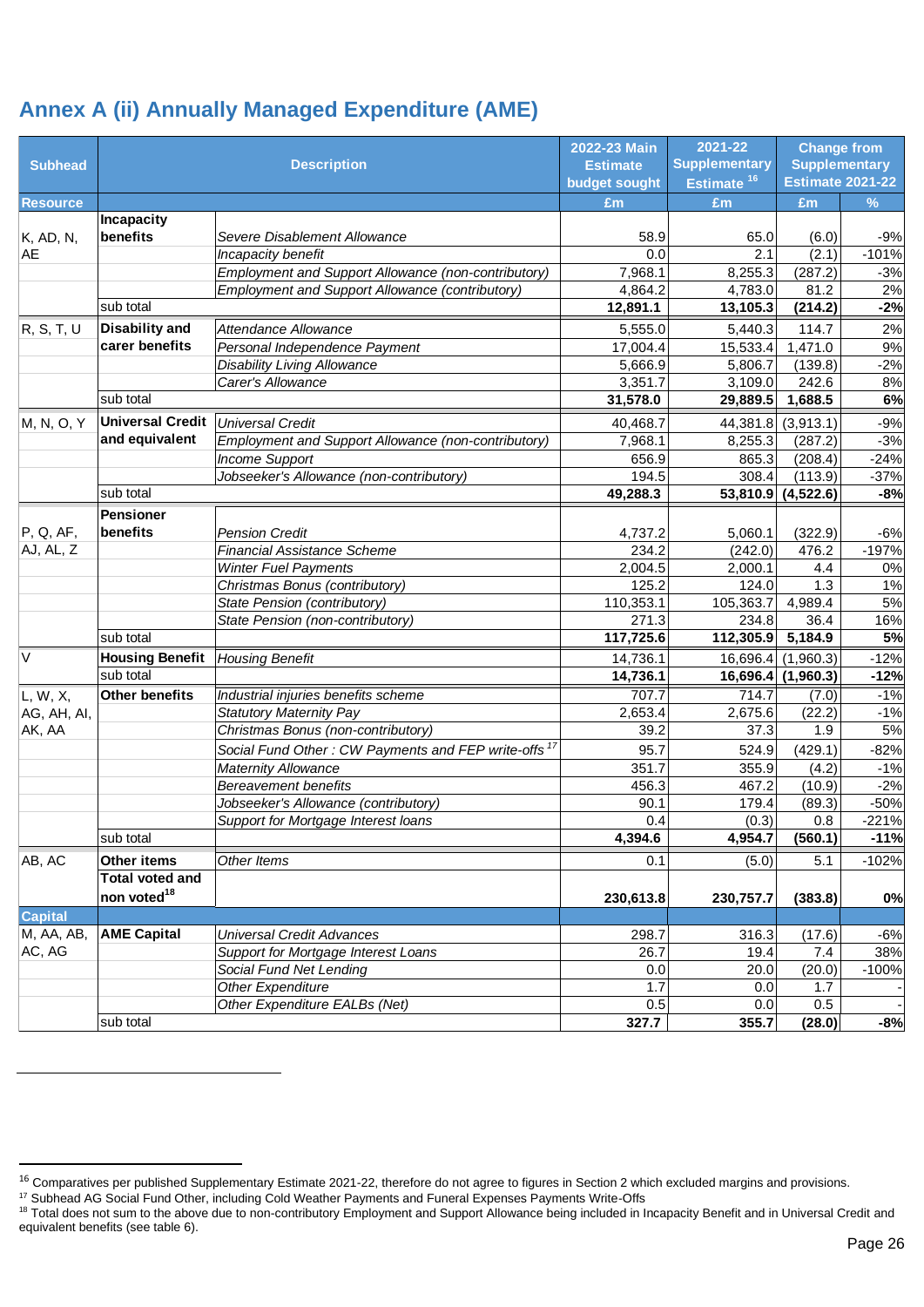# Annex A (ii) Annually Managed Expenditure (AME)

| Subhead | Description | | 2022-23 Main Estimate budget sought | 2021-22 Supplementary Estimate [16] | Change from Supplementary Estimate 2021-22 | |
|---|---|---|---|---|---|---|
| **Resource** | | | £m | £m | £m | % |
| K, AD, N, AE | **Incapacity benefits** | *Severe Disablement Allowance* | 58.9 | 65.0 | (6.0) | -9% |
| | | *Incapacity benefit* | 0.0 | 2.1 | (2.1) | -101% |
| | | *Employment and Support Allowance (non-contributory)* | 7,968.1 | 8,255.3 | (287.2) | -3% |
| | | *Employment and Support Allowance (contributory)* | 4,864.2 | 4,783.0 | 81.2 | 2% |
| | sub total | | **12,891.1** | **13,105.3** | **(214.2)** | **-2%** |
| R, S, T, U | **Disability and carer benefits** | *Attendance Allowance* | 5,555.0 | 5,440.3 | 114.7 | 2% |
| | | *Personal Independence Payment* | 17,004.4 | 15,533.4 | 1,471.0 | 9% |
| | | *Disability Living Allowance* | 5,666.9 | 5,806.7 | (139.8) | -2% |
| | | *Carer's Allowance* | 3,351.7 | 3,109.0 | 242.6 | 8% |
| | sub total | | **31,578.0** | **29,889.5** | **1,688.5** | **6%** |
| M, N, O, Y | **Universal Credit and equivalent** | *Universal Credit* | 40,468.7 | 44,381.8 | (3,913.1) | -9% |
| | | *Employment and Support Allowance (non-contributory)* | 7,968.1 | 8,255.3 | (287.2) | -3% |
| | | *Income Support* | 656.9 | 865.3 | (208.4) | -24% |
| | | *Jobseeker's Allowance (non-contributory)* | 194.5 | 308.4 | (113.9) | -37% |
| | sub total | | **49,288.3** | **53,810.9** | **(4,522.6)** | **-8%** |
| P, Q, AF, AJ, AL, Z | **Pensioner benefits** | *Pension Credit* | 4,737.2 | 5,060.1 | (322.9) | -6% |
| | | *Financial Assistance Scheme* | 234.2 | (242.0) | 476.2 | -197% |
| | | *Winter Fuel Payments* | 2,004.5 | 2,000.1 | 4.4 | 0% |
| | | *Christmas Bonus (contributory)* | 125.2 | 124.0 | 1.3 | 1% |
| | | *State Pension (contributory)* | 110,353.1 | 105,363.7 | 4,989.4 | 5% |
| | | *State Pension (non-contributory)* | 271.3 | 234.8 | 36.4 | 16% |
| | sub total | | **117,725.6** | **112,305.9** | **5,184.9** | **5%** |
| V | **Housing Benefit** | *Housing Benefit* | 14,736.1 | 16,696.4 | (1,960.3) | -12% |
| | sub total | | **14,736.1** | **16,696.4** | **(1,960.3)** | **-12%** |
| L, W, X, AG, AH, AI, AK, AA | **Other benefits** | *Industrial injuries benefits scheme* | 707.7 | 714.7 | (7.0) | -1% |
| | | *Statutory Maternity Pay* | 2,653.4 | 2,675.6 | (22.2) | -1% |
| | | *Christmas Bonus (non-contributory)* | 39.2 | 37.3 | 1.9 | 5% |
| | | *Social Fund Other : CW Payments and FEP write-offs* [17] | 95.7 | 524.9 | (429.1) | -82% |
| | | *Maternity Allowance* | 351.7 | 355.9 | (4.2) | -1% |
| | | *Bereavement benefits* | 456.3 | 467.2 | (10.9) | -2% |
| | | *Jobseeker's Allowance (contributory)* | 90.1 | 179.4 | (89.3) | -50% |
| | | *Support for Mortgage Interest loans* | 0.4 | (0.3) | 0.8 | -221% |
| | sub total | | **4,394.6** | **4,954.7** | **(560.1)** | **-11%** |
| AB, AC | **Other items** | *Other Items* | 0.1 | (5.0) | 5.1 | -102% |
| | **Total voted and non voted**[18] | | **230,613.8** | **230,757.7** | **(383.8)** | **0%** |
| **Capital** | | | | | | |
| M, AA, AB, AC, AG | **AME Capital** | *Universal Credit Advances* | 298.7 | 316.3 | (17.6) | -6% |
| | | *Support for Mortgage Interest Loans* | 26.7 | 19.4 | 7.4 | 38% |
| | | *Social Fund Net Lending* | 0.0 | 20.0 | (20.0) | -100% |
| | | *Other Expenditure* | 1.7 | 0.0 | 1.7 | - |
| | | *Other Expenditure EALBs (Net)* | 0.5 | 0.0 | 0.5 | - |
| | sub total | | **327.7** | **355.7** | **(28.0)** | **-8%** |

[16] Comparatives per published Supplementary Estimate 2021-22, therefore do not agree to figures in Section 2 which excluded margins and provisions.

[17] Subhead AG Social Fund Other, including Cold Weather Payments and Funeral Expenses Payments Write-Offs

[18] Total does not sum to the above due to non-contributory Employment and Support Allowance being included in Incapacity Benefit and in Universal Credit and equivalent benefits (see table 6).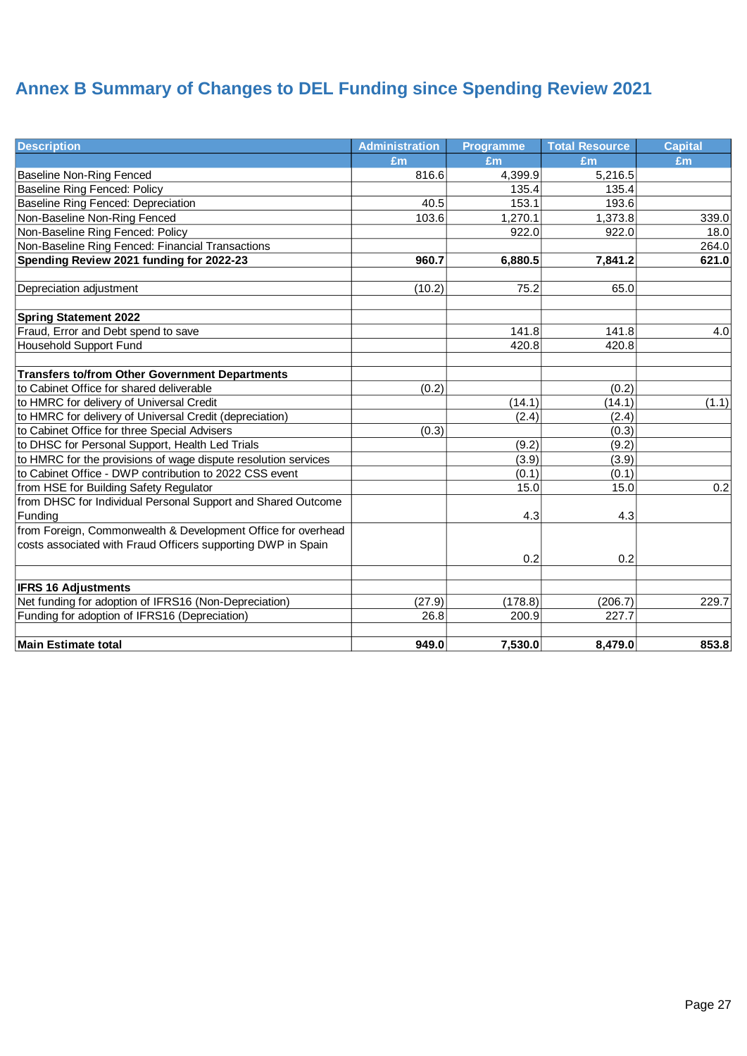# Annex B Summary of Changes to DEL Funding since Spending Review 2021

| Description | Administration | Programme | Total Resource | Capital |
|---|---|---|---|---|
| | £m | £m | £m | £m |
| Baseline Non-Ring Fenced | 816.6 | 4,399.9 | 5,216.5 | |
| Baseline Ring Fenced: Policy | | 135.4 | 135.4 | |
| Baseline Ring Fenced: Depreciation | 40.5 | 153.1 | 193.6 | |
| Non-Baseline Non-Ring Fenced | 103.6 | 1,270.1 | 1,373.8 | 339.0 |
| Non-Baseline Ring Fenced: Policy | | 922.0 | 922.0 | 18.0 |
| Non-Baseline Ring Fenced: Financial Transactions | | | | 264.0 |
| **Spending Review 2021 funding for 2022-23** | **960.7** | **6,880.5** | **7,841.2** | **621.0** |
| | | | | |
| Depreciation adjustment | (10.2) | 75.2 | 65.0 | |
| | | | | |
| **Spring Statement 2022** | | | | |
| Fraud, Error and Debt spend to save | | 141.8 | 141.8 | 4.0 |
| Household Support Fund | | 420.8 | 420.8 | |
| | | | | |
| **Transfers to/from Other Government Departments** | | | | |
| to Cabinet Office for shared deliverable | (0.2) | | (0.2) | |
| to HMRC for delivery of Universal Credit | | (14.1) | (14.1) | (1.1) |
| to HMRC for delivery of Universal Credit (depreciation) | | (2.4) | (2.4) | |
| to Cabinet Office for three Special Advisers | (0.3) | | (0.3) | |
| to DHSC for Personal Support, Health Led Trials | | (9.2) | (9.2) | |
| to HMRC for the provisions of wage dispute resolution services | | (3.9) | (3.9) | |
| to Cabinet Office - DWP contribution to 2022 CSS event | | (0.1) | (0.1) | |
| from HSE for Building Safety Regulator | | 15.0 | 15.0 | 0.2 |
| from DHSC for Individual Personal Support and Shared Outcome Funding | | 4.3 | 4.3 | |
| from Foreign, Commonwealth & Development Office for overhead costs associated with Fraud Officers supporting DWP in Spain | | 0.2 | 0.2 | |
| | | | | |
| **IFRS 16 Adjustments** | | | | |
| Net funding for adoption of IFRS16 (Non-Depreciation) | (27.9) | (178.8) | (206.7) | 229.7 |
| Funding for adoption of IFRS16 (Depreciation) | 26.8 | 200.9 | 227.7 | |
| | | | | |
| **Main Estimate total** | **949.0** | **7,530.0** | **8,479.0** | **853.8** |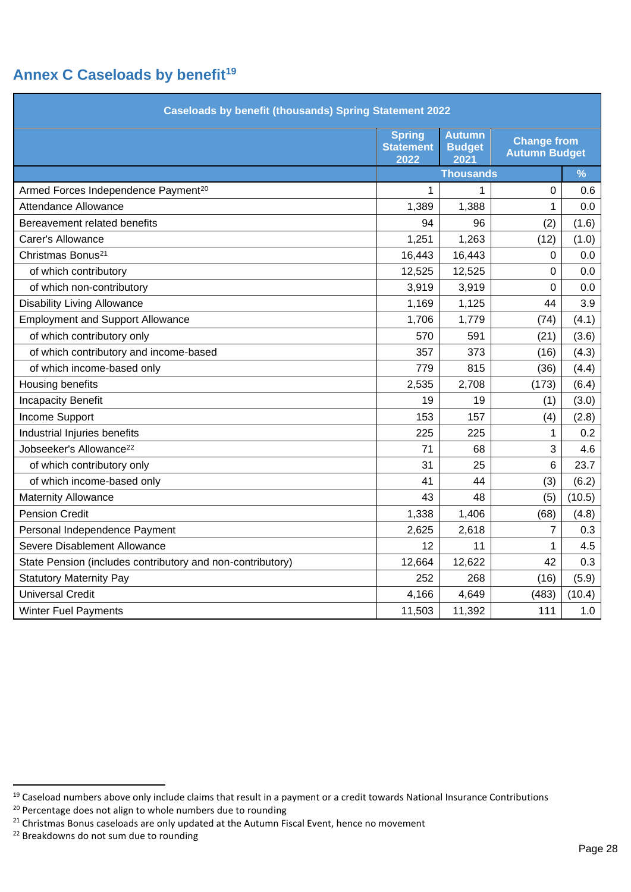## Annex C Caseloads by benefit[19]

| Caseloads by benefit (thousands) Spring Statement 2022 | | | | |
|---|---|---|---|---|
| | Spring Statement 2022 | Autumn Budget 2021 | Change from Autumn Budget | |
| | Thousands | | | % |
| Armed Forces Independence Payment[20] | 1 | 1 | 0 | 0.6 |
| Attendance Allowance | 1,389 | 1,388 | 1 | 0.0 |
| Bereavement related benefits | 94 | 96 | (2) | (1.6) |
| Carer's Allowance | 1,251 | 1,263 | (12) | (1.0) |
| Christmas Bonus[21] | 16,443 | 16,443 | 0 | 0.0 |
| of which contributory | 12,525 | 12,525 | 0 | 0.0 |
| of which non-contributory | 3,919 | 3,919 | 0 | 0.0 |
| Disability Living Allowance | 1,169 | 1,125 | 44 | 3.9 |
| Employment and Support Allowance | 1,706 | 1,779 | (74) | (4.1) |
| of which contributory only | 570 | 591 | (21) | (3.6) |
| of which contributory and income-based | 357 | 373 | (16) | (4.3) |
| of which income-based only | 779 | 815 | (36) | (4.4) |
| Housing benefits | 2,535 | 2,708 | (173) | (6.4) |
| Incapacity Benefit | 19 | 19 | (1) | (3.0) |
| Income Support | 153 | 157 | (4) | (2.8) |
| Industrial Injuries benefits | 225 | 225 | 1 | 0.2 |
| Jobseeker's Allowance[22] | 71 | 68 | 3 | 4.6 |
| of which contributory only | 31 | 25 | 6 | 23.7 |
| of which income-based only | 41 | 44 | (3) | (6.2) |
| Maternity Allowance | 43 | 48 | (5) | (10.5) |
| Pension Credit | 1,338 | 1,406 | (68) | (4.8) |
| Personal Independence Payment | 2,625 | 2,618 | 7 | 0.3 |
| Severe Disablement Allowance | 12 | 11 | 1 | 4.5 |
| State Pension (includes contributory and non-contributory) | 12,664 | 12,622 | 42 | 0.3 |
| Statutory Maternity Pay | 252 | 268 | (16) | (5.9) |
| Universal Credit | 4,166 | 4,649 | (483) | (10.4) |
| Winter Fuel Payments | 11,503 | 11,392 | 111 | 1.0 |

[19] Caseload numbers above only include claims that result in a payment or a credit towards National Insurance Contributions

[20] Percentage does not align to whole numbers due to rounding

[21] Christmas Bonus caseloads are only updated at the Autumn Fiscal Event, hence no movement

[22] Breakdowns do not sum due to rounding